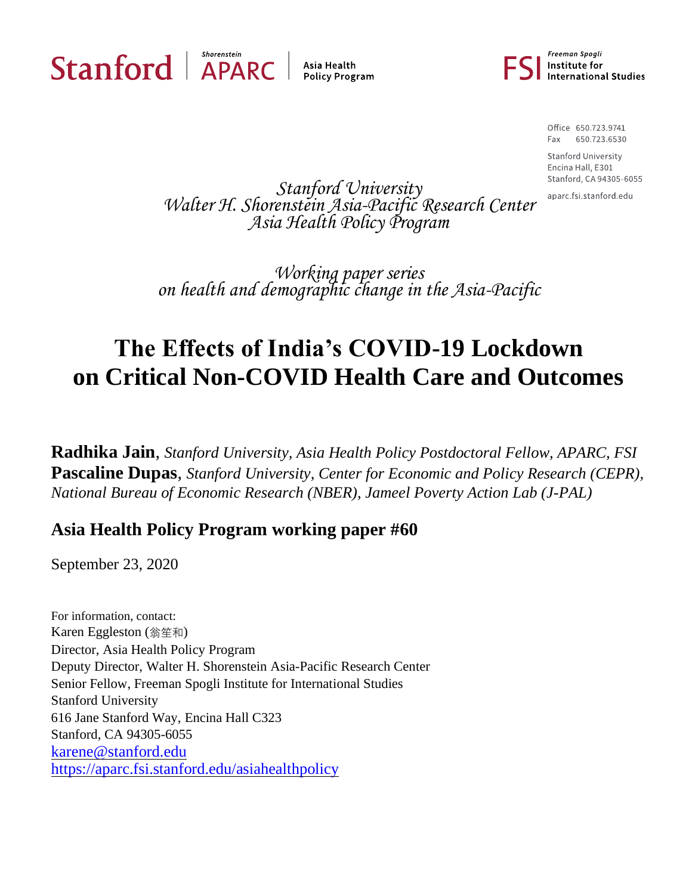Stanford | Shorenstein APARC | Asia Health Policy Program

Freeman Spogli Institute for International Studies

Office 650.723.9741
Fax 650.723.6530

Stanford University
Encina Hall, E301
Stanford, CA 94305-6055

aparc.fsi.stanford.edu

*Stanford University*
*Walter H. Shorenstein Asia-Pacific Research Center*
*Asia Health Policy Program*

*Working paper series*
*on health and demographic change in the Asia-Pacific*

# The Effects of India's COVID-19 Lockdown on Critical Non-COVID Health Care and Outcomes

**Radhika Jain**, *Stanford University, Asia Health Policy Postdoctoral Fellow, APARC, FSI*
**Pascaline Dupas**, *Stanford University, Center for Economic and Policy Research (CEPR), National Bureau of Economic Research (NBER), Jameel Poverty Action Lab (J-PAL)*

## Asia Health Policy Program working paper #60

September 23, 2020

For information, contact:
Karen Eggleston (翁笙和)
Director, Asia Health Policy Program
Deputy Director, Walter H. Shorenstein Asia-Pacific Research Center
Senior Fellow, Freeman Spogli Institute for International Studies
Stanford University
616 Jane Stanford Way, Encina Hall C323
Stanford, CA 94305-6055
karene@stanford.edu
https://aparc.fsi.stanford.edu/asiahealthpolicy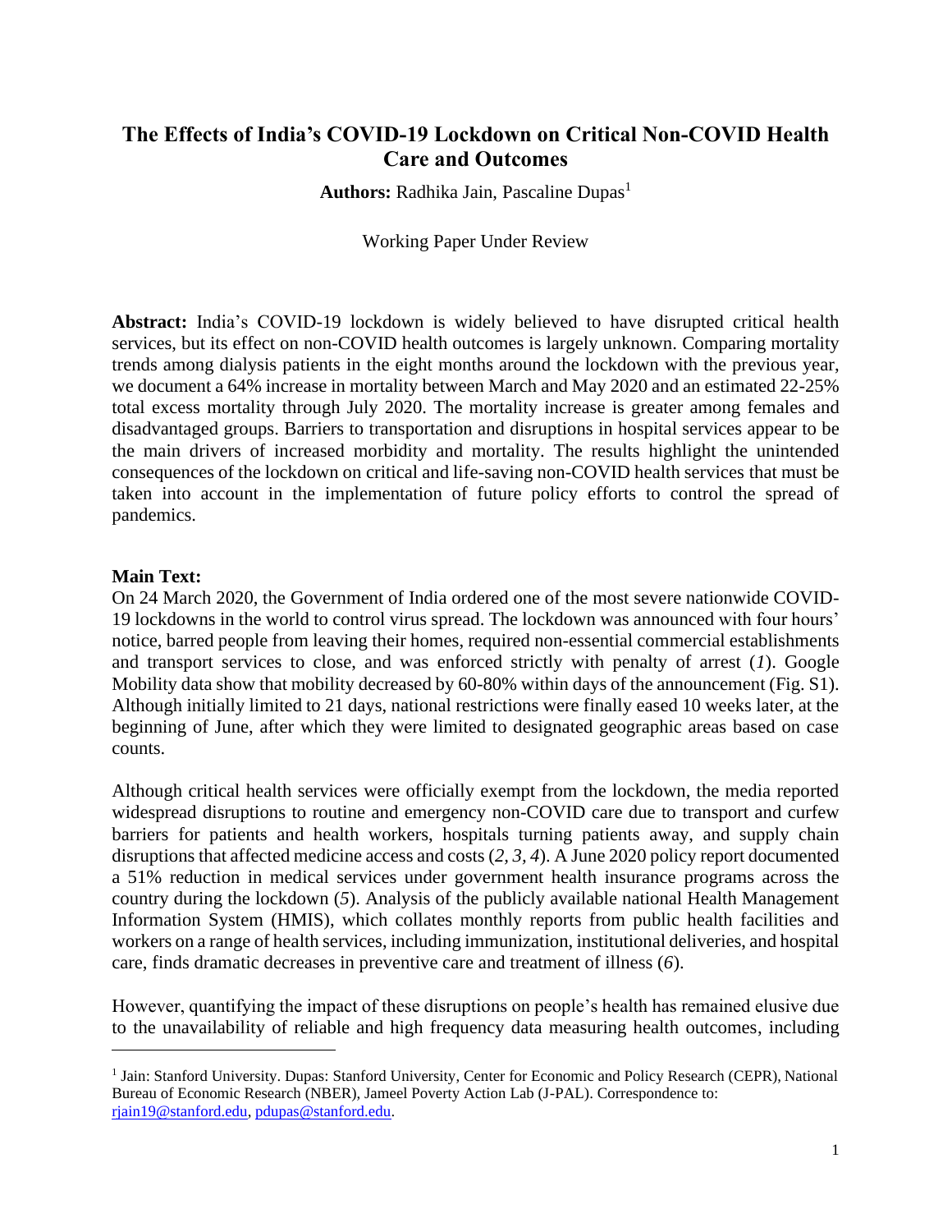# The Effects of India's COVID-19 Lockdown on Critical Non-COVID Health Care and Outcomes

**Authors:** Radhika Jain, Pascaline Dupas[1]

Working Paper Under Review

**Abstract:** India's COVID-19 lockdown is widely believed to have disrupted critical health services, but its effect on non-COVID health outcomes is largely unknown. Comparing mortality trends among dialysis patients in the eight months around the lockdown with the previous year, we document a 64% increase in mortality between March and May 2020 and an estimated 22-25% total excess mortality through July 2020. The mortality increase is greater among females and disadvantaged groups. Barriers to transportation and disruptions in hospital services appear to be the main drivers of increased morbidity and mortality. The results highlight the unintended consequences of the lockdown on critical and life-saving non-COVID health services that must be taken into account in the implementation of future policy efforts to control the spread of pandemics.

**Main Text:**

On 24 March 2020, the Government of India ordered one of the most severe nationwide COVID-19 lockdowns in the world to control virus spread. The lockdown was announced with four hours' notice, barred people from leaving their homes, required non-essential commercial establishments and transport services to close, and was enforced strictly with penalty of arrest (*1*). Google Mobility data show that mobility decreased by 60-80% within days of the announcement (Fig. S1). Although initially limited to 21 days, national restrictions were finally eased 10 weeks later, at the beginning of June, after which they were limited to designated geographic areas based on case counts.

Although critical health services were officially exempt from the lockdown, the media reported widespread disruptions to routine and emergency non-COVID care due to transport and curfew barriers for patients and health workers, hospitals turning patients away, and supply chain disruptions that affected medicine access and costs (*2, 3, 4*). A June 2020 policy report documented a 51% reduction in medical services under government health insurance programs across the country during the lockdown (*5*). Analysis of the publicly available national Health Management Information System (HMIS), which collates monthly reports from public health facilities and workers on a range of health services, including immunization, institutional deliveries, and hospital care, finds dramatic decreases in preventive care and treatment of illness (*6*).

However, quantifying the impact of these disruptions on people's health has remained elusive due to the unavailability of reliable and high frequency data measuring health outcomes, including

---

[1] Jain: Stanford University. Dupas: Stanford University, Center for Economic and Policy Research (CEPR), National Bureau of Economic Research (NBER), Jameel Poverty Action Lab (J-PAL). Correspondence to: rjain19@stanford.edu, pdupas@stanford.edu.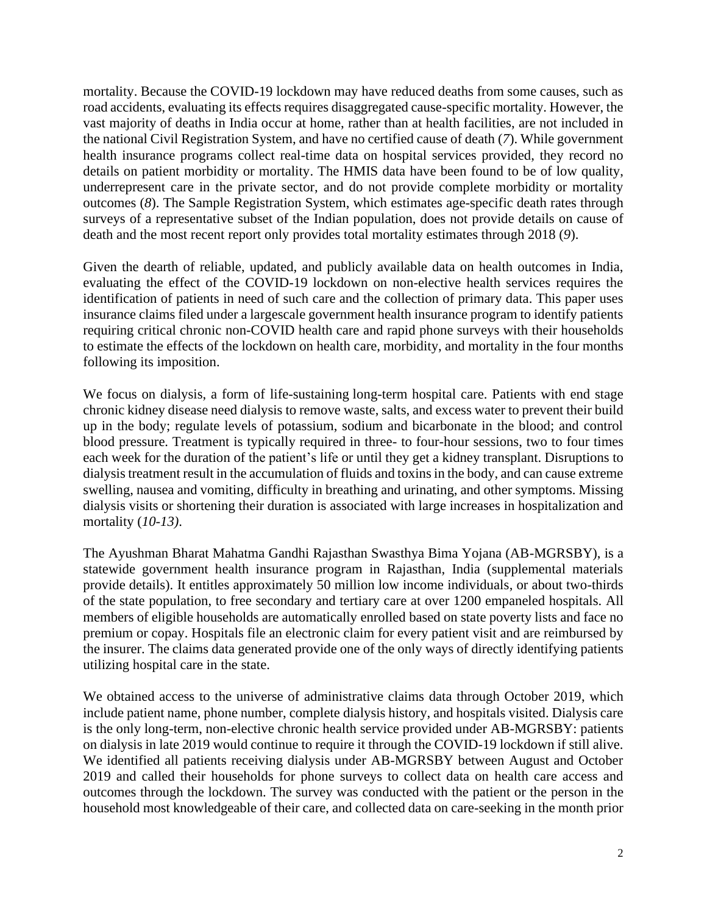mortality. Because the COVID-19 lockdown may have reduced deaths from some causes, such as road accidents, evaluating its effects requires disaggregated cause-specific mortality. However, the vast majority of deaths in India occur at home, rather than at health facilities, are not included in the national Civil Registration System, and have no certified cause of death (*7*). While government health insurance programs collect real-time data on hospital services provided, they record no details on patient morbidity or mortality. The HMIS data have been found to be of low quality, underrepresent care in the private sector, and do not provide complete morbidity or mortality outcomes (*8*). The Sample Registration System, which estimates age-specific death rates through surveys of a representative subset of the Indian population, does not provide details on cause of death and the most recent report only provides total mortality estimates through 2018 (*9*).

Given the dearth of reliable, updated, and publicly available data on health outcomes in India, evaluating the effect of the COVID-19 lockdown on non-elective health services requires the identification of patients in need of such care and the collection of primary data. This paper uses insurance claims filed under a largescale government health insurance program to identify patients requiring critical chronic non-COVID health care and rapid phone surveys with their households to estimate the effects of the lockdown on health care, morbidity, and mortality in the four months following its imposition.

We focus on dialysis, a form of life-sustaining long-term hospital care. Patients with end stage chronic kidney disease need dialysis to remove waste, salts, and excess water to prevent their build up in the body; regulate levels of potassium, sodium and bicarbonate in the blood; and control blood pressure. Treatment is typically required in three- to four-hour sessions, two to four times each week for the duration of the patient's life or until they get a kidney transplant. Disruptions to dialysis treatment result in the accumulation of fluids and toxins in the body, and can cause extreme swelling, nausea and vomiting, difficulty in breathing and urinating, and other symptoms. Missing dialysis visits or shortening their duration is associated with large increases in hospitalization and mortality (*10-13)*.

The Ayushman Bharat Mahatma Gandhi Rajasthan Swasthya Bima Yojana (AB-MGRSBY), is a statewide government health insurance program in Rajasthan, India (supplemental materials provide details). It entitles approximately 50 million low income individuals, or about two-thirds of the state population, to free secondary and tertiary care at over 1200 empaneled hospitals. All members of eligible households are automatically enrolled based on state poverty lists and face no premium or copay. Hospitals file an electronic claim for every patient visit and are reimbursed by the insurer. The claims data generated provide one of the only ways of directly identifying patients utilizing hospital care in the state.

We obtained access to the universe of administrative claims data through October 2019, which include patient name, phone number, complete dialysis history, and hospitals visited. Dialysis care is the only long-term, non-elective chronic health service provided under AB-MGRSBY: patients on dialysis in late 2019 would continue to require it through the COVID-19 lockdown if still alive. We identified all patients receiving dialysis under AB-MGRSBY between August and October 2019 and called their households for phone surveys to collect data on health care access and outcomes through the lockdown. The survey was conducted with the patient or the person in the household most knowledgeable of their care, and collected data on care-seeking in the month prior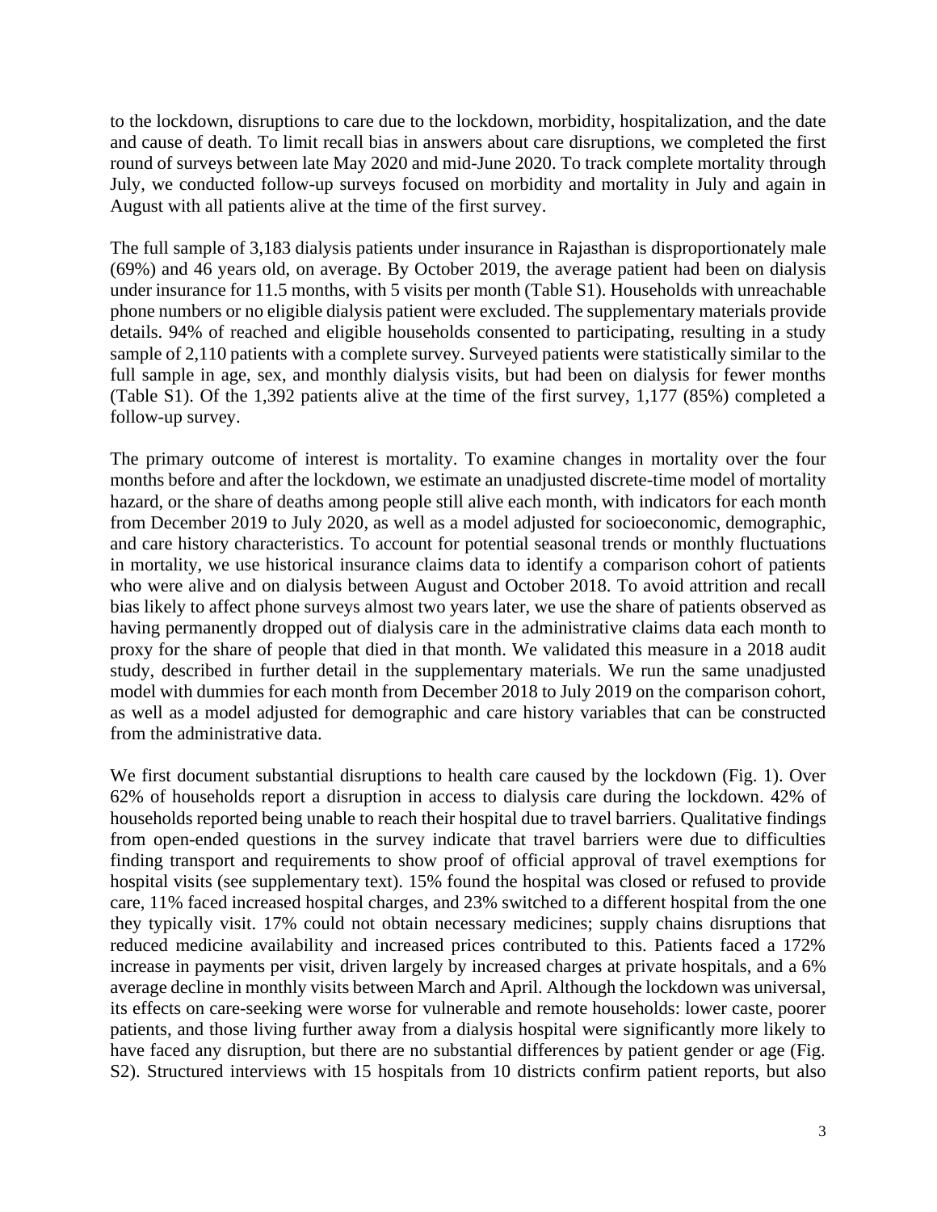to the lockdown, disruptions to care due to the lockdown, morbidity, hospitalization, and the date and cause of death. To limit recall bias in answers about care disruptions, we completed the first round of surveys between late May 2020 and mid-June 2020. To track complete mortality through July, we conducted follow-up surveys focused on morbidity and mortality in July and again in August with all patients alive at the time of the first survey.

The full sample of 3,183 dialysis patients under insurance in Rajasthan is disproportionately male (69%) and 46 years old, on average. By October 2019, the average patient had been on dialysis under insurance for 11.5 months, with 5 visits per month (Table S1). Households with unreachable phone numbers or no eligible dialysis patient were excluded. The supplementary materials provide details. 94% of reached and eligible households consented to participating, resulting in a study sample of 2,110 patients with a complete survey. Surveyed patients were statistically similar to the full sample in age, sex, and monthly dialysis visits, but had been on dialysis for fewer months (Table S1). Of the 1,392 patients alive at the time of the first survey, 1,177 (85%) completed a follow-up survey.

The primary outcome of interest is mortality. To examine changes in mortality over the four months before and after the lockdown, we estimate an unadjusted discrete-time model of mortality hazard, or the share of deaths among people still alive each month, with indicators for each month from December 2019 to July 2020, as well as a model adjusted for socioeconomic, demographic, and care history characteristics. To account for potential seasonal trends or monthly fluctuations in mortality, we use historical insurance claims data to identify a comparison cohort of patients who were alive and on dialysis between August and October 2018. To avoid attrition and recall bias likely to affect phone surveys almost two years later, we use the share of patients observed as having permanently dropped out of dialysis care in the administrative claims data each month to proxy for the share of people that died in that month. We validated this measure in a 2018 audit study, described in further detail in the supplementary materials. We run the same unadjusted model with dummies for each month from December 2018 to July 2019 on the comparison cohort, as well as a model adjusted for demographic and care history variables that can be constructed from the administrative data.

We first document substantial disruptions to health care caused by the lockdown (Fig. 1). Over 62% of households report a disruption in access to dialysis care during the lockdown. 42% of households reported being unable to reach their hospital due to travel barriers. Qualitative findings from open-ended questions in the survey indicate that travel barriers were due to difficulties finding transport and requirements to show proof of official approval of travel exemptions for hospital visits (see supplementary text). 15% found the hospital was closed or refused to provide care, 11% faced increased hospital charges, and 23% switched to a different hospital from the one they typically visit. 17% could not obtain necessary medicines; supply chains disruptions that reduced medicine availability and increased prices contributed to this. Patients faced a 172% increase in payments per visit, driven largely by increased charges at private hospitals, and a 6% average decline in monthly visits between March and April. Although the lockdown was universal, its effects on care-seeking were worse for vulnerable and remote households: lower caste, poorer patients, and those living further away from a dialysis hospital were significantly more likely to have faced any disruption, but there are no substantial differences by patient gender or age (Fig. S2). Structured interviews with 15 hospitals from 10 districts confirm patient reports, but also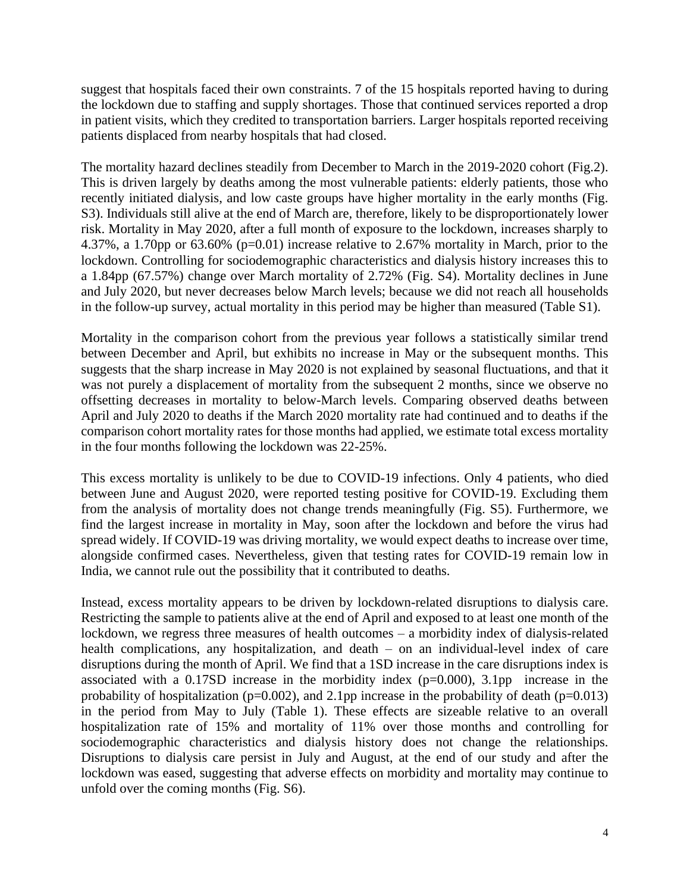suggest that hospitals faced their own constraints. 7 of the 15 hospitals reported having to during the lockdown due to staffing and supply shortages. Those that continued services reported a drop in patient visits, which they credited to transportation barriers. Larger hospitals reported receiving patients displaced from nearby hospitals that had closed.

The mortality hazard declines steadily from December to March in the 2019-2020 cohort (Fig.2). This is driven largely by deaths among the most vulnerable patients: elderly patients, those who recently initiated dialysis, and low caste groups have higher mortality in the early months (Fig. S3). Individuals still alive at the end of March are, therefore, likely to be disproportionately lower risk. Mortality in May 2020, after a full month of exposure to the lockdown, increases sharply to 4.37%, a 1.70pp or 63.60% ($p=0.01$) increase relative to 2.67% mortality in March, prior to the lockdown. Controlling for sociodemographic characteristics and dialysis history increases this to a 1.84pp (67.57%) change over March mortality of 2.72% (Fig. S4). Mortality declines in June and July 2020, but never decreases below March levels; because we did not reach all households in the follow-up survey, actual mortality in this period may be higher than measured (Table S1).

Mortality in the comparison cohort from the previous year follows a statistically similar trend between December and April, but exhibits no increase in May or the subsequent months. This suggests that the sharp increase in May 2020 is not explained by seasonal fluctuations, and that it was not purely a displacement of mortality from the subsequent 2 months, since we observe no offsetting decreases in mortality to below-March levels. Comparing observed deaths between April and July 2020 to deaths if the March 2020 mortality rate had continued and to deaths if the comparison cohort mortality rates for those months had applied, we estimate total excess mortality in the four months following the lockdown was 22-25%.

This excess mortality is unlikely to be due to COVID-19 infections. Only 4 patients, who died between June and August 2020, were reported testing positive for COVID-19. Excluding them from the analysis of mortality does not change trends meaningfully (Fig. S5). Furthermore, we find the largest increase in mortality in May, soon after the lockdown and before the virus had spread widely. If COVID-19 was driving mortality, we would expect deaths to increase over time, alongside confirmed cases. Nevertheless, given that testing rates for COVID-19 remain low in India, we cannot rule out the possibility that it contributed to deaths.

Instead, excess mortality appears to be driven by lockdown-related disruptions to dialysis care. Restricting the sample to patients alive at the end of April and exposed to at least one month of the lockdown, we regress three measures of health outcomes – a morbidity index of dialysis-related health complications, any hospitalization, and death – on an individual-level index of care disruptions during the month of April. We find that a 1SD increase in the care disruptions index is associated with a 0.17SD increase in the morbidity index ($p=0.000$), 3.1pp increase in the probability of hospitalization ($p=0.002$), and 2.1pp increase in the probability of death ($p=0.013$) in the period from May to July (Table 1). These effects are sizeable relative to an overall hospitalization rate of 15% and mortality of 11% over those months and controlling for sociodemographic characteristics and dialysis history does not change the relationships. Disruptions to dialysis care persist in July and August, at the end of our study and after the lockdown was eased, suggesting that adverse effects on morbidity and mortality may continue to unfold over the coming months (Fig. S6).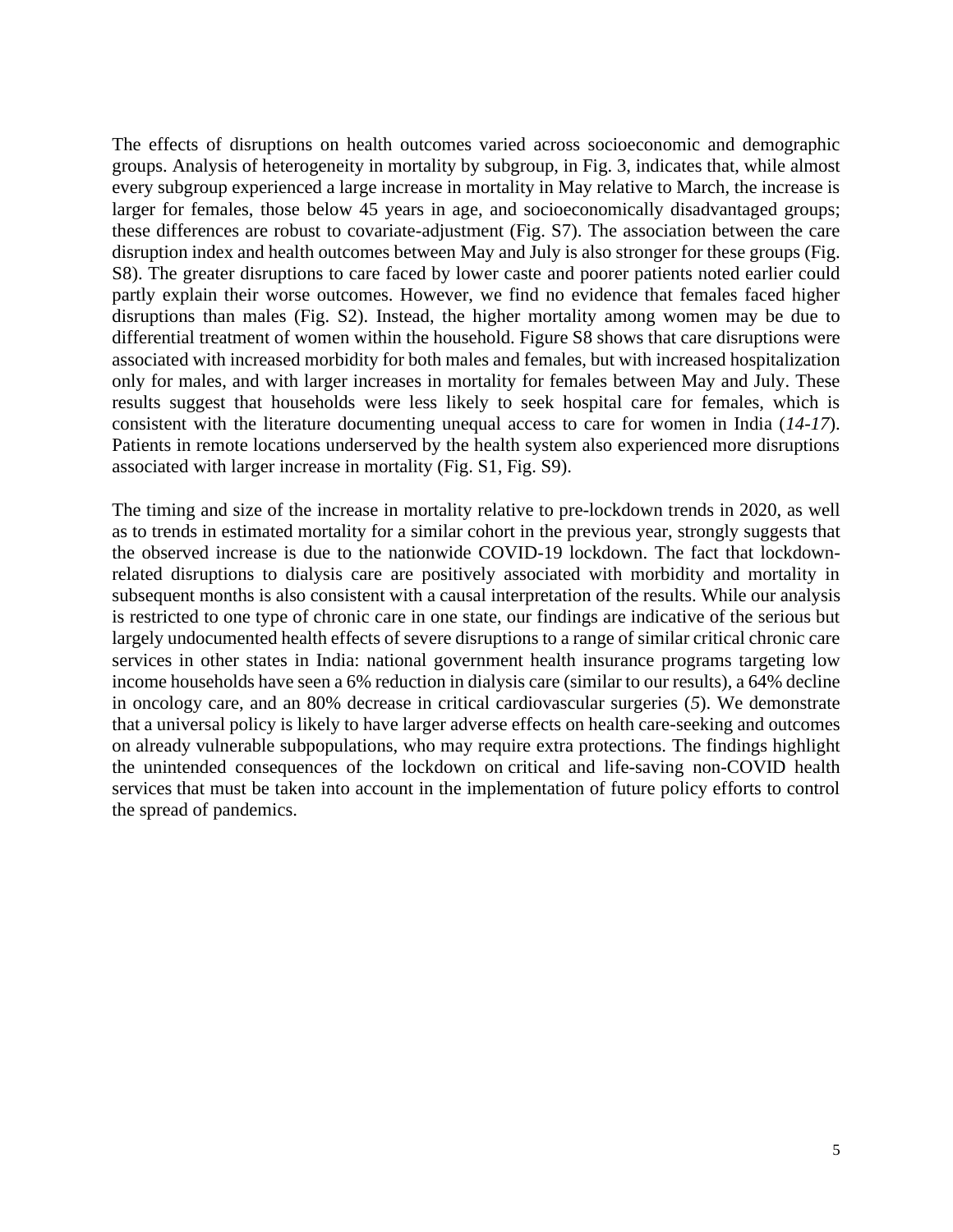The effects of disruptions on health outcomes varied across socioeconomic and demographic groups. Analysis of heterogeneity in mortality by subgroup, in Fig. 3, indicates that, while almost every subgroup experienced a large increase in mortality in May relative to March, the increase is larger for females, those below 45 years in age, and socioeconomically disadvantaged groups; these differences are robust to covariate-adjustment (Fig. S7). The association between the care disruption index and health outcomes between May and July is also stronger for these groups (Fig. S8). The greater disruptions to care faced by lower caste and poorer patients noted earlier could partly explain their worse outcomes. However, we find no evidence that females faced higher disruptions than males (Fig. S2). Instead, the higher mortality among women may be due to differential treatment of women within the household. Figure S8 shows that care disruptions were associated with increased morbidity for both males and females, but with increased hospitalization only for males, and with larger increases in mortality for females between May and July. These results suggest that households were less likely to seek hospital care for females, which is consistent with the literature documenting unequal access to care for women in India (*14-17*). Patients in remote locations underserved by the health system also experienced more disruptions associated with larger increase in mortality (Fig. S1, Fig. S9).

The timing and size of the increase in mortality relative to pre-lockdown trends in 2020, as well as to trends in estimated mortality for a similar cohort in the previous year, strongly suggests that the observed increase is due to the nationwide COVID-19 lockdown. The fact that lockdown-related disruptions to dialysis care are positively associated with morbidity and mortality in subsequent months is also consistent with a causal interpretation of the results. While our analysis is restricted to one type of chronic care in one state, our findings are indicative of the serious but largely undocumented health effects of severe disruptions to a range of similar critical chronic care services in other states in India: national government health insurance programs targeting low income households have seen a 6% reduction in dialysis care (similar to our results), a 64% decline in oncology care, and an 80% decrease in critical cardiovascular surgeries (*5*). We demonstrate that a universal policy is likely to have larger adverse effects on health care-seeking and outcomes on already vulnerable subpopulations, who may require extra protections. The findings highlight the unintended consequences of the lockdown on critical and life-saving non-COVID health services that must be taken into account in the implementation of future policy efforts to control the spread of pandemics.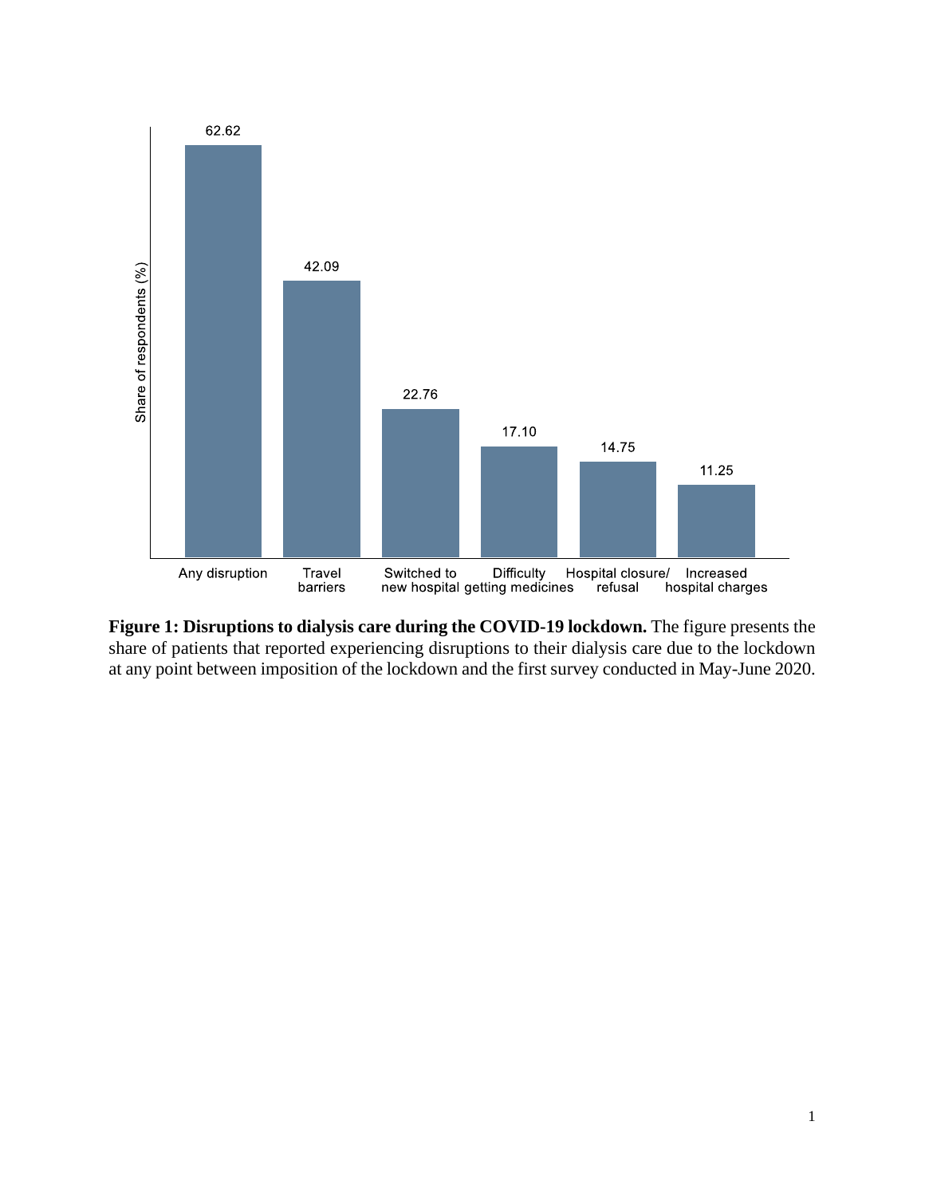**Figure 1: Disruptions to dialysis care during the COVID-19 lockdown.** The figure presents the share of patients that reported experiencing disruptions to their dialysis care due to the lockdown at any point between imposition of the lockdown and the first survey conducted in May-June 2020.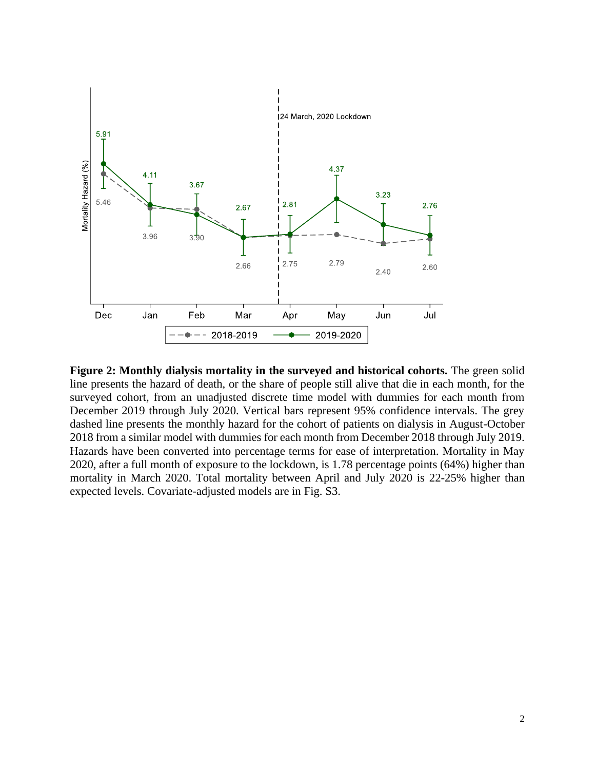**Figure 2: Monthly dialysis mortality in the surveyed and historical cohorts.** The green solid line presents the hazard of death, or the share of people still alive that die in each month, for the surveyed cohort, from an unadjusted discrete time model with dummies for each month from December 2019 through July 2020. Vertical bars represent 95% confidence intervals. The grey dashed line presents the monthly hazard for the cohort of patients on dialysis in August-October 2018 from a similar model with dummies for each month from December 2018 through July 2019. Hazards have been converted into percentage terms for ease of interpretation. Mortality in May 2020, after a full month of exposure to the lockdown, is 1.78 percentage points (64%) higher than mortality in March 2020. Total mortality between April and July 2020 is 22-25% higher than expected levels. Covariate-adjusted models are in Fig. S3.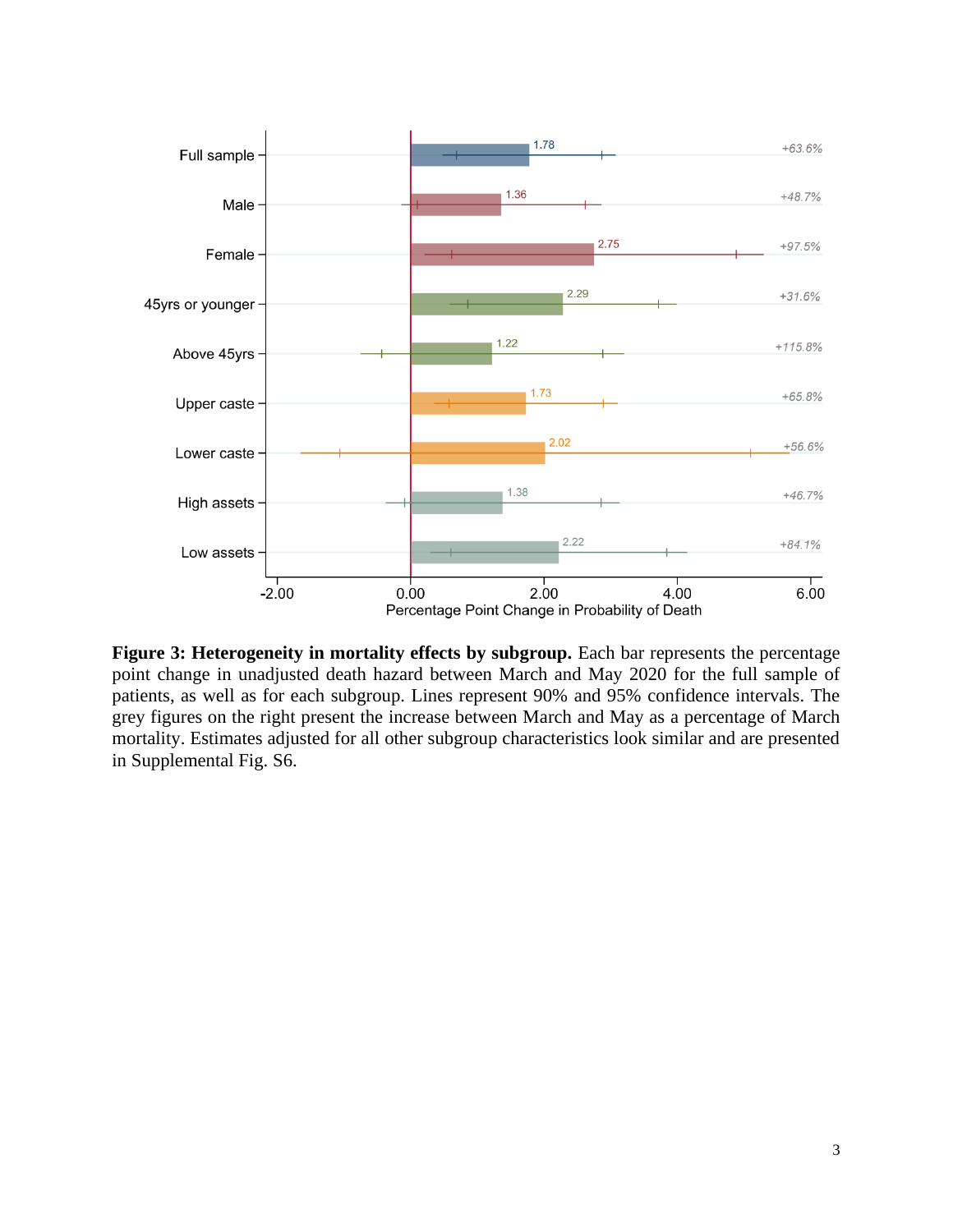**Figure 3: Heterogeneity in mortality effects by subgroup.** Each bar represents the percentage point change in unadjusted death hazard between March and May 2020 for the full sample of patients, as well as for each subgroup. Lines represent 90% and 95% confidence intervals. The grey figures on the right present the increase between March and May as a percentage of March mortality. Estimates adjusted for all other subgroup characteristics look similar and are presented in Supplemental Fig. S6.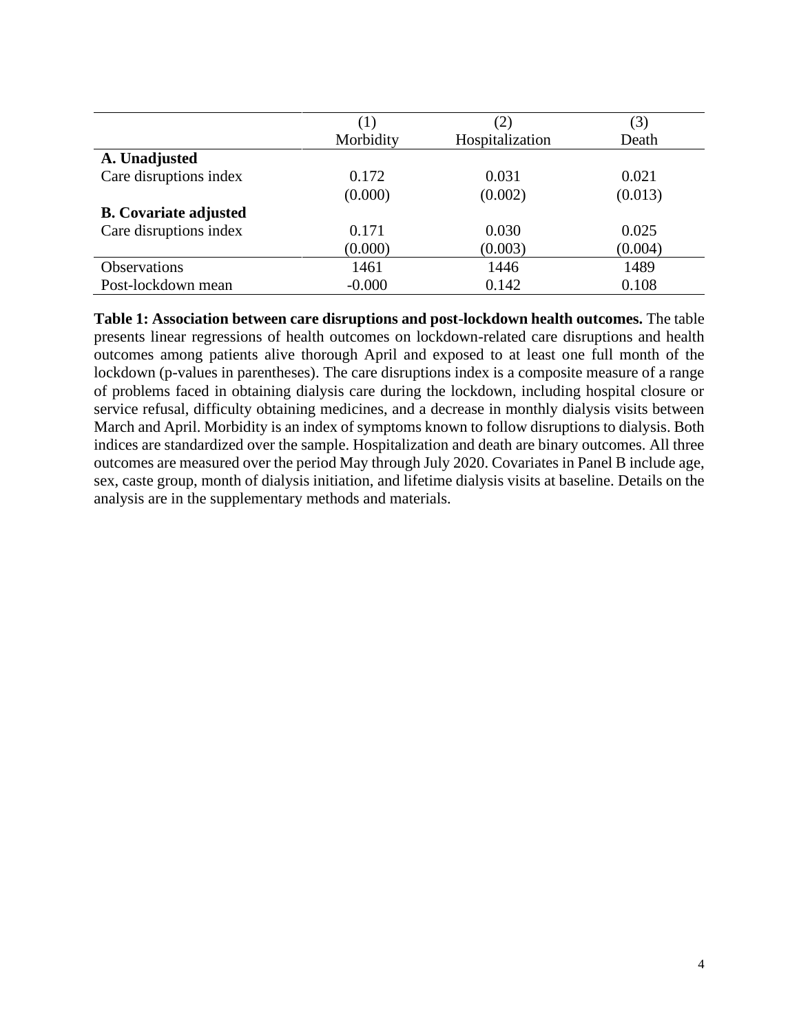| | (1) | (2) | (3) |
|---|---|---|---|
| | Morbidity | Hospitalization | Death |
| **A. Unadjusted** | | | |
| Care disruptions index | 0.172 | 0.031 | 0.021 |
| | (0.000) | (0.002) | (0.013) |
| **B. Covariate adjusted** | | | |
| Care disruptions index | 0.171 | 0.030 | 0.025 |
| | (0.000) | (0.003) | (0.004) |
| Observations | 1461 | 1446 | 1489 |
| Post-lockdown mean | -0.000 | 0.142 | 0.108 |

**Table 1: Association between care disruptions and post-lockdown health outcomes.** The table presents linear regressions of health outcomes on lockdown-related care disruptions and health outcomes among patients alive thorough April and exposed to at least one full month of the lockdown (p-values in parentheses). The care disruptions index is a composite measure of a range of problems faced in obtaining dialysis care during the lockdown, including hospital closure or service refusal, difficulty obtaining medicines, and a decrease in monthly dialysis visits between March and April. Morbidity is an index of symptoms known to follow disruptions to dialysis. Both indices are standardized over the sample. Hospitalization and death are binary outcomes. All three outcomes are measured over the period May through July 2020. Covariates in Panel B include age, sex, caste group, month of dialysis initiation, and lifetime dialysis visits at baseline. Details on the analysis are in the supplementary methods and materials.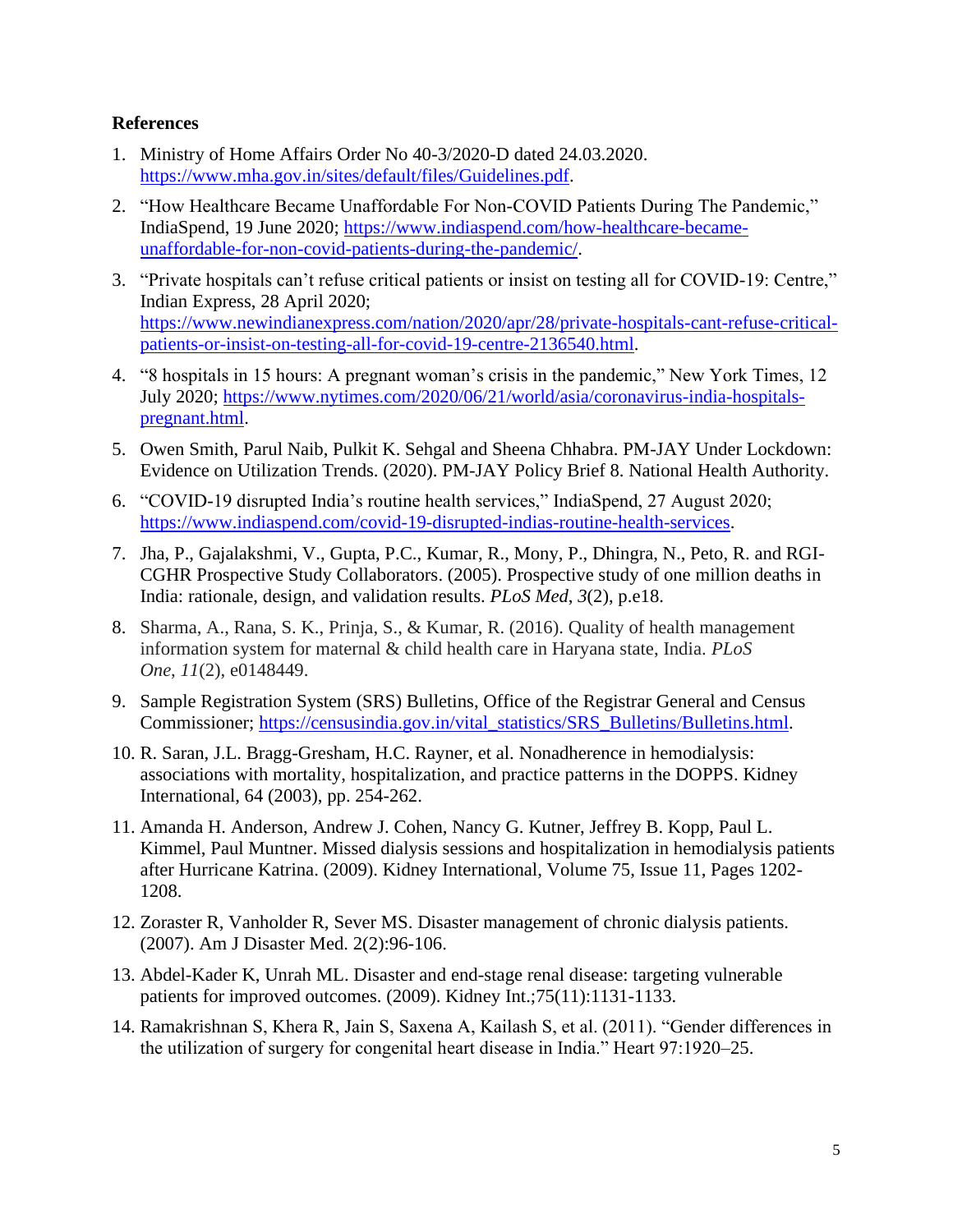**References**

1. Ministry of Home Affairs Order No 40-3/2020-D dated 24.03.2020. https://www.mha.gov.in/sites/default/files/Guidelines.pdf.
2. "How Healthcare Became Unaffordable For Non-COVID Patients During The Pandemic," IndiaSpend, 19 June 2020; https://www.indiaspend.com/how-healthcare-became-unaffordable-for-non-covid-patients-during-the-pandemic/.
3. "Private hospitals can't refuse critical patients or insist on testing all for COVID-19: Centre," Indian Express, 28 April 2020; https://www.newindianexpress.com/nation/2020/apr/28/private-hospitals-cant-refuse-critical-patients-or-insist-on-testing-all-for-covid-19-centre-2136540.html.
4. "8 hospitals in 15 hours: A pregnant woman's crisis in the pandemic," New York Times, 12 July 2020; https://www.nytimes.com/2020/06/21/world/asia/coronavirus-india-hospitals-pregnant.html.
5. Owen Smith, Parul Naib, Pulkit K. Sehgal and Sheena Chhabra. PM-JAY Under Lockdown: Evidence on Utilization Trends. (2020). PM-JAY Policy Brief 8. National Health Authority.
6. "COVID-19 disrupted India's routine health services," IndiaSpend, 27 August 2020; https://www.indiaspend.com/covid-19-disrupted-indias-routine-health-services.
7. Jha, P., Gajalakshmi, V., Gupta, P.C., Kumar, R., Mony, P., Dhingra, N., Peto, R. and RGI-CGHR Prospective Study Collaborators. (2005). Prospective study of one million deaths in India: rationale, design, and validation results. *PLoS Med*, *3*(2), p.e18.
8. Sharma, A., Rana, S. K., Prinja, S., & Kumar, R. (2016). Quality of health management information system for maternal & child health care in Haryana state, India. *PLoS One*, *11*(2), e0148449.
9. Sample Registration System (SRS) Bulletins, Office of the Registrar General and Census Commissioner; https://censusindia.gov.in/vital_statistics/SRS_Bulletins/Bulletins.html.
10. R. Saran, J.L. Bragg-Gresham, H.C. Rayner, et al. Nonadherence in hemodialysis: associations with mortality, hospitalization, and practice patterns in the DOPPS. Kidney International, 64 (2003), pp. 254-262.
11. Amanda H. Anderson, Andrew J. Cohen, Nancy G. Kutner, Jeffrey B. Kopp, Paul L. Kimmel, Paul Muntner. Missed dialysis sessions and hospitalization in hemodialysis patients after Hurricane Katrina. (2009). Kidney International, Volume 75, Issue 11, Pages 1202-1208.
12. Zoraster R, Vanholder R, Sever MS. Disaster management of chronic dialysis patients. (2007). Am J Disaster Med. 2(2):96-106.
13. Abdel-Kader K, Unrah ML. Disaster and end-stage renal disease: targeting vulnerable patients for improved outcomes. (2009). Kidney Int.;75(11):1131-1133.
14. Ramakrishnan S, Khera R, Jain S, Saxena A, Kailash S, et al. (2011). "Gender differences in the utilization of surgery for congenital heart disease in India." Heart 97:1920–25.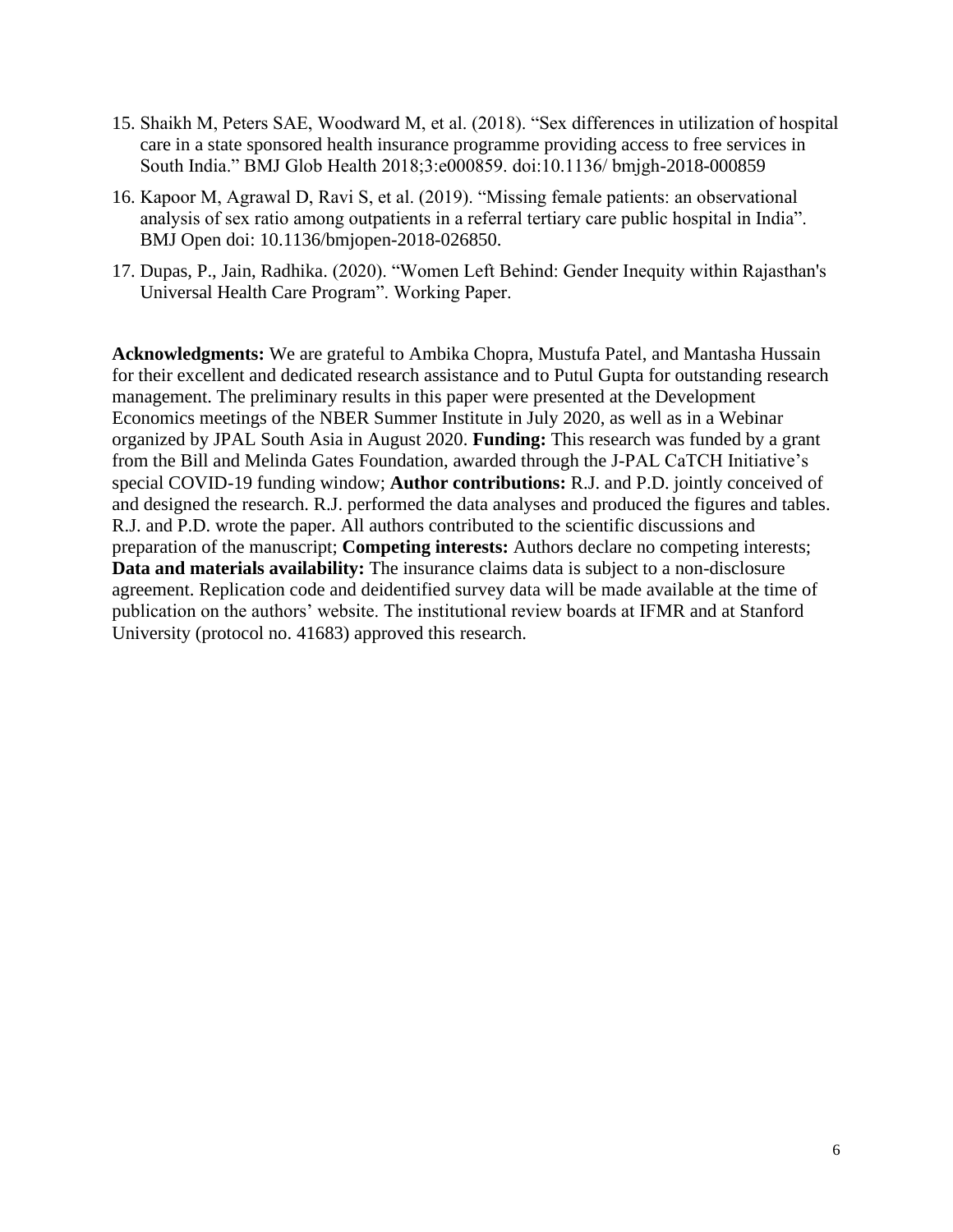15. Shaikh M, Peters SAE, Woodward M, et al. (2018). “Sex differences in utilization of hospital care in a state sponsored health insurance programme providing access to free services in South India.” BMJ Glob Health 2018;3:e000859. doi:10.1136/ bmjgh-2018-000859
16. Kapoor M, Agrawal D, Ravi S, et al. (2019). “Missing female patients: an observational analysis of sex ratio among outpatients in a referral tertiary care public hospital in India”. BMJ Open doi: 10.1136/bmjopen-2018-026850.
17. Dupas, P., Jain, Radhika. (2020). “Women Left Behind: Gender Inequity within Rajasthan's Universal Health Care Program”. Working Paper.

**Acknowledgments:** We are grateful to Ambika Chopra, Mustufa Patel, and Mantasha Hussain for their excellent and dedicated research assistance and to Putul Gupta for outstanding research management. The preliminary results in this paper were presented at the Development Economics meetings of the NBER Summer Institute in July 2020, as well as in a Webinar organized by JPAL South Asia in August 2020. **Funding:** This research was funded by a grant from the Bill and Melinda Gates Foundation, awarded through the J-PAL CaTCH Initiative’s special COVID-19 funding window; **Author contributions:** R.J. and P.D. jointly conceived of and designed the research. R.J. performed the data analyses and produced the figures and tables. R.J. and P.D. wrote the paper. All authors contributed to the scientific discussions and preparation of the manuscript; **Competing interests:** Authors declare no competing interests; **Data and materials availability:** The insurance claims data is subject to a non-disclosure agreement. Replication code and deidentified survey data will be made available at the time of publication on the authors’ website. The institutional review boards at IFMR and at Stanford University (protocol no. 41683) approved this research.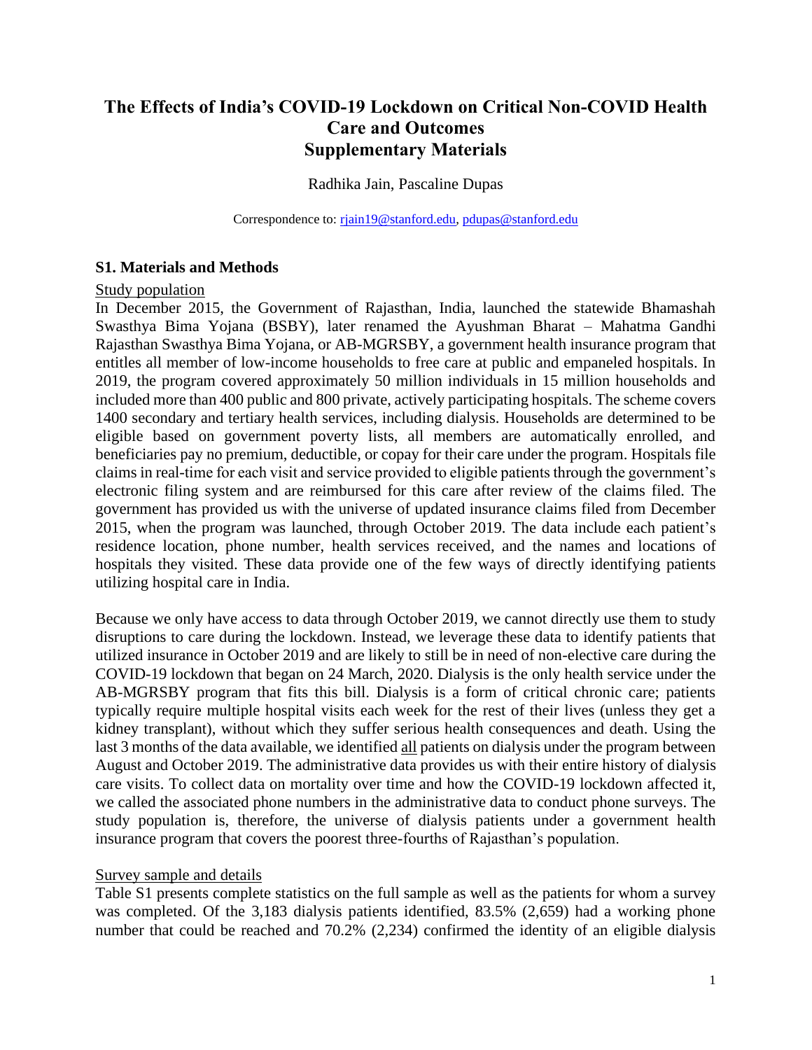# The Effects of India's COVID-19 Lockdown on Critical Non-COVID Health Care and Outcomes
# Supplementary Materials

Radhika Jain, Pascaline Dupas

Correspondence to: rjain19@stanford.edu, pdupas@stanford.edu

## S1. Materials and Methods

Study population

In December 2015, the Government of Rajasthan, India, launched the statewide Bhamashah Swasthya Bima Yojana (BSBY), later renamed the Ayushman Bharat – Mahatma Gandhi Rajasthan Swasthya Bima Yojana, or AB-MGRSBY, a government health insurance program that entitles all member of low-income households to free care at public and empaneled hospitals. In 2019, the program covered approximately 50 million individuals in 15 million households and included more than 400 public and 800 private, actively participating hospitals. The scheme covers 1400 secondary and tertiary health services, including dialysis. Households are determined to be eligible based on government poverty lists, all members are automatically enrolled, and beneficiaries pay no premium, deductible, or copay for their care under the program. Hospitals file claims in real-time for each visit and service provided to eligible patients through the government's electronic filing system and are reimbursed for this care after review of the claims filed. The government has provided us with the universe of updated insurance claims filed from December 2015, when the program was launched, through October 2019. The data include each patient's residence location, phone number, health services received, and the names and locations of hospitals they visited. These data provide one of the few ways of directly identifying patients utilizing hospital care in India.

Because we only have access to data through October 2019, we cannot directly use them to study disruptions to care during the lockdown. Instead, we leverage these data to identify patients that utilized insurance in October 2019 and are likely to still be in need of non-elective care during the COVID-19 lockdown that began on 24 March, 2020. Dialysis is the only health service under the AB-MGRSBY program that fits this bill. Dialysis is a form of critical chronic care; patients typically require multiple hospital visits each week for the rest of their lives (unless they get a kidney transplant), without which they suffer serious health consequences and death. Using the last 3 months of the data available, we identified all patients on dialysis under the program between August and October 2019. The administrative data provides us with their entire history of dialysis care visits. To collect data on mortality over time and how the COVID-19 lockdown affected it, we called the associated phone numbers in the administrative data to conduct phone surveys. The study population is, therefore, the universe of dialysis patients under a government health insurance program that covers the poorest three-fourths of Rajasthan's population.

Survey sample and details

Table S1 presents complete statistics on the full sample as well as the patients for whom a survey was completed. Of the 3,183 dialysis patients identified, 83.5% (2,659) had a working phone number that could be reached and 70.2% (2,234) confirmed the identity of an eligible dialysis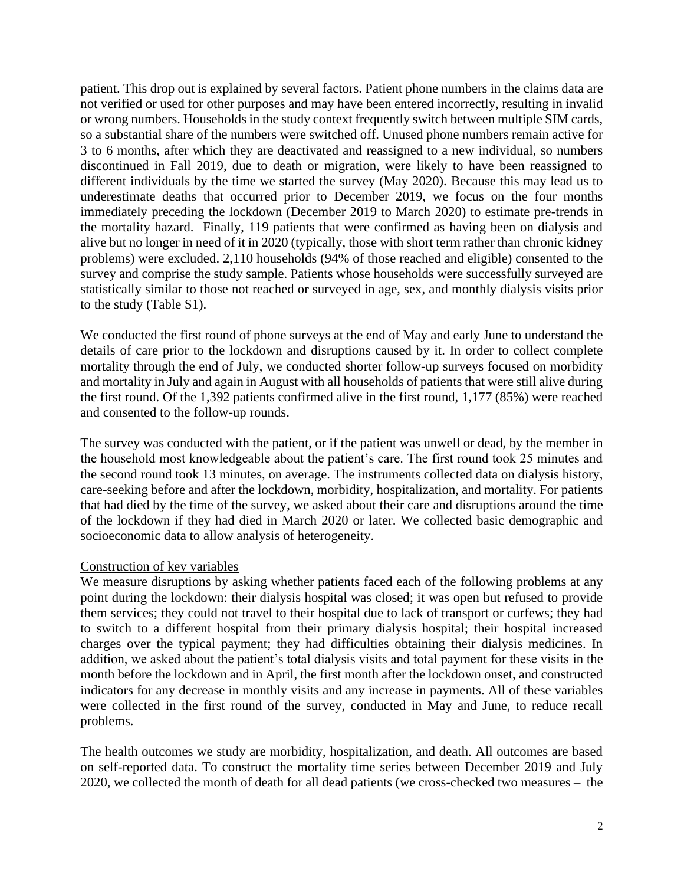patient. This drop out is explained by several factors. Patient phone numbers in the claims data are not verified or used for other purposes and may have been entered incorrectly, resulting in invalid or wrong numbers. Households in the study context frequently switch between multiple SIM cards, so a substantial share of the numbers were switched off. Unused phone numbers remain active for 3 to 6 months, after which they are deactivated and reassigned to a new individual, so numbers discontinued in Fall 2019, due to death or migration, were likely to have been reassigned to different individuals by the time we started the survey (May 2020). Because this may lead us to underestimate deaths that occurred prior to December 2019, we focus on the four months immediately preceding the lockdown (December 2019 to March 2020) to estimate pre-trends in the mortality hazard. Finally, 119 patients that were confirmed as having been on dialysis and alive but no longer in need of it in 2020 (typically, those with short term rather than chronic kidney problems) were excluded. 2,110 households (94% of those reached and eligible) consented to the survey and comprise the study sample. Patients whose households were successfully surveyed are statistically similar to those not reached or surveyed in age, sex, and monthly dialysis visits prior to the study (Table S1).

We conducted the first round of phone surveys at the end of May and early June to understand the details of care prior to the lockdown and disruptions caused by it. In order to collect complete mortality through the end of July, we conducted shorter follow-up surveys focused on morbidity and mortality in July and again in August with all households of patients that were still alive during the first round. Of the 1,392 patients confirmed alive in the first round, 1,177 (85%) were reached and consented to the follow-up rounds.

The survey was conducted with the patient, or if the patient was unwell or dead, by the member in the household most knowledgeable about the patient's care. The first round took 25 minutes and the second round took 13 minutes, on average. The instruments collected data on dialysis history, care-seeking before and after the lockdown, morbidity, hospitalization, and mortality. For patients that had died by the time of the survey, we asked about their care and disruptions around the time of the lockdown if they had died in March 2020 or later. We collected basic demographic and socioeconomic data to allow analysis of heterogeneity.

## Construction of key variables

We measure disruptions by asking whether patients faced each of the following problems at any point during the lockdown: their dialysis hospital was closed; it was open but refused to provide them services; they could not travel to their hospital due to lack of transport or curfews; they had to switch to a different hospital from their primary dialysis hospital; their hospital increased charges over the typical payment; they had difficulties obtaining their dialysis medicines. In addition, we asked about the patient's total dialysis visits and total payment for these visits in the month before the lockdown and in April, the first month after the lockdown onset, and constructed indicators for any decrease in monthly visits and any increase in payments. All of these variables were collected in the first round of the survey, conducted in May and June, to reduce recall problems.

The health outcomes we study are morbidity, hospitalization, and death. All outcomes are based on self-reported data. To construct the mortality time series between December 2019 and July 2020, we collected the month of death for all dead patients (we cross-checked two measures – the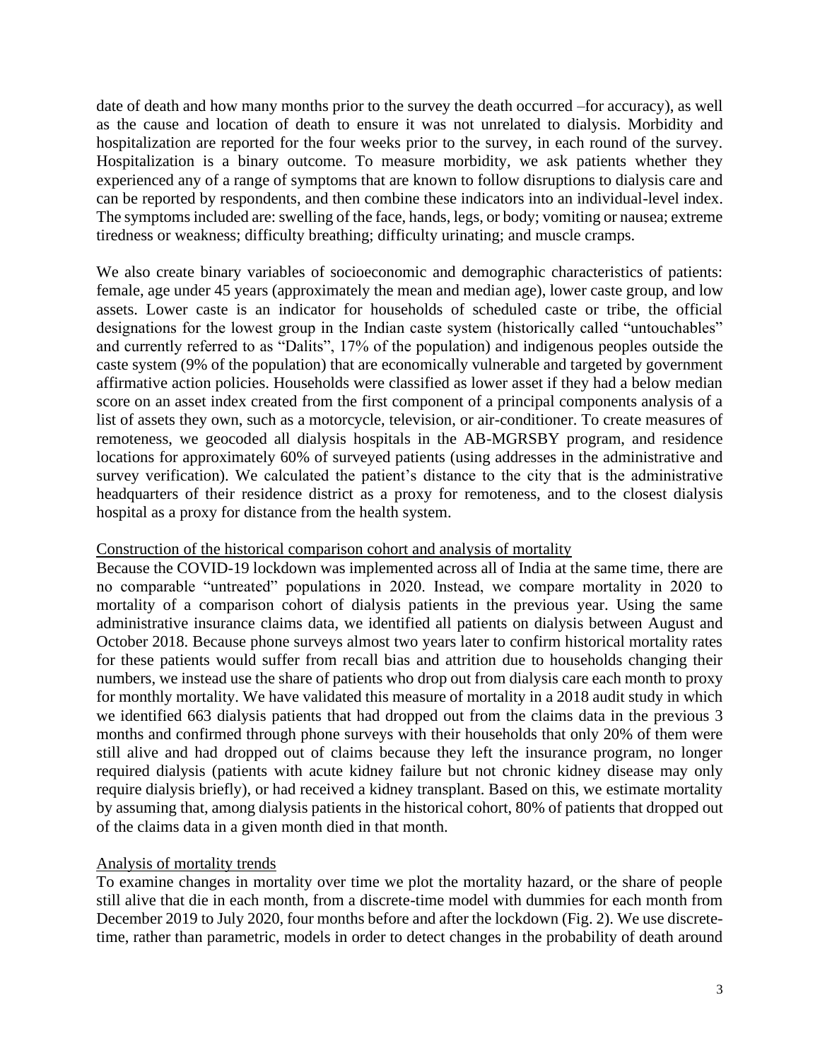date of death and how many months prior to the survey the death occurred –for accuracy), as well as the cause and location of death to ensure it was not unrelated to dialysis. Morbidity and hospitalization are reported for the four weeks prior to the survey, in each round of the survey. Hospitalization is a binary outcome. To measure morbidity, we ask patients whether they experienced any of a range of symptoms that are known to follow disruptions to dialysis care and can be reported by respondents, and then combine these indicators into an individual-level index. The symptoms included are: swelling of the face, hands, legs, or body; vomiting or nausea; extreme tiredness or weakness; difficulty breathing; difficulty urinating; and muscle cramps.

We also create binary variables of socioeconomic and demographic characteristics of patients: female, age under 45 years (approximately the mean and median age), lower caste group, and low assets. Lower caste is an indicator for households of scheduled caste or tribe, the official designations for the lowest group in the Indian caste system (historically called "untouchables" and currently referred to as "Dalits", 17% of the population) and indigenous peoples outside the caste system (9% of the population) that are economically vulnerable and targeted by government affirmative action policies. Households were classified as lower asset if they had a below median score on an asset index created from the first component of a principal components analysis of a list of assets they own, such as a motorcycle, television, or air-conditioner. To create measures of remoteness, we geocoded all dialysis hospitals in the AB-MGRSBY program, and residence locations for approximately 60% of surveyed patients (using addresses in the administrative and survey verification). We calculated the patient's distance to the city that is the administrative headquarters of their residence district as a proxy for remoteness, and to the closest dialysis hospital as a proxy for distance from the health system.

<u>Construction of the historical comparison cohort and analysis of mortality</u>

Because the COVID-19 lockdown was implemented across all of India at the same time, there are no comparable "untreated" populations in 2020. Instead, we compare mortality in 2020 to mortality of a comparison cohort of dialysis patients in the previous year. Using the same administrative insurance claims data, we identified all patients on dialysis between August and October 2018. Because phone surveys almost two years later to confirm historical mortality rates for these patients would suffer from recall bias and attrition due to households changing their numbers, we instead use the share of patients who drop out from dialysis care each month to proxy for monthly mortality. We have validated this measure of mortality in a 2018 audit study in which we identified 663 dialysis patients that had dropped out from the claims data in the previous 3 months and confirmed through phone surveys with their households that only 20% of them were still alive and had dropped out of claims because they left the insurance program, no longer required dialysis (patients with acute kidney failure but not chronic kidney disease may only require dialysis briefly), or had received a kidney transplant. Based on this, we estimate mortality by assuming that, among dialysis patients in the historical cohort, 80% of patients that dropped out of the claims data in a given month died in that month.

<u>Analysis of mortality trends</u>

To examine changes in mortality over time we plot the mortality hazard, or the share of people still alive that die in each month, from a discrete-time model with dummies for each month from December 2019 to July 2020, four months before and after the lockdown (Fig. 2). We use discrete-time, rather than parametric, models in order to detect changes in the probability of death around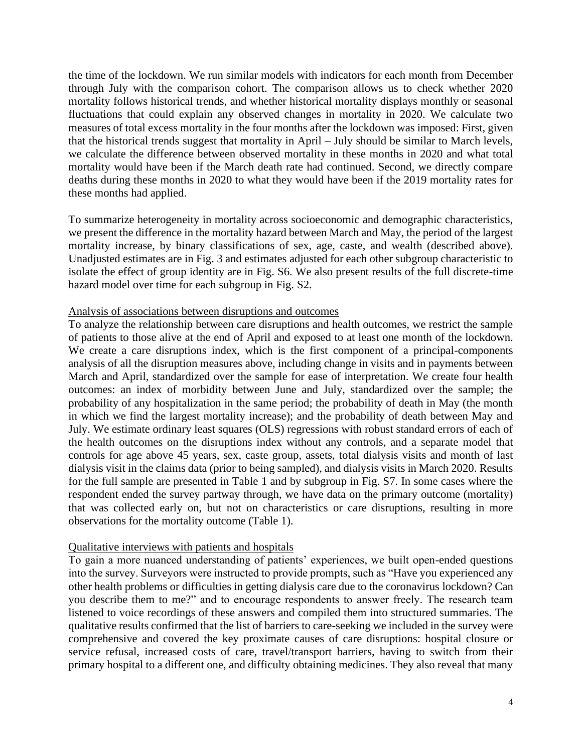the time of the lockdown. We run similar models with indicators for each month from December through July with the comparison cohort. The comparison allows us to check whether 2020 mortality follows historical trends, and whether historical mortality displays monthly or seasonal fluctuations that could explain any observed changes in mortality in 2020. We calculate two measures of total excess mortality in the four months after the lockdown was imposed: First, given that the historical trends suggest that mortality in April – July should be similar to March levels, we calculate the difference between observed mortality in these months in 2020 and what total mortality would have been if the March death rate had continued. Second, we directly compare deaths during these months in 2020 to what they would have been if the 2019 mortality rates for these months had applied.

To summarize heterogeneity in mortality across socioeconomic and demographic characteristics, we present the difference in the mortality hazard between March and May, the period of the largest mortality increase, by binary classifications of sex, age, caste, and wealth (described above). Unadjusted estimates are in Fig. 3 and estimates adjusted for each other subgroup characteristic to isolate the effect of group identity are in Fig. S6. We also present results of the full discrete-time hazard model over time for each subgroup in Fig. S2.

## Analysis of associations between disruptions and outcomes

To analyze the relationship between care disruptions and health outcomes, we restrict the sample of patients to those alive at the end of April and exposed to at least one month of the lockdown. We create a care disruptions index, which is the first component of a principal-components analysis of all the disruption measures above, including change in visits and in payments between March and April, standardized over the sample for ease of interpretation. We create four health outcomes: an index of morbidity between June and July, standardized over the sample; the probability of any hospitalization in the same period; the probability of death in May (the month in which we find the largest mortality increase); and the probability of death between May and July. We estimate ordinary least squares (OLS) regressions with robust standard errors of each of the health outcomes on the disruptions index without any controls, and a separate model that controls for age above 45 years, sex, caste group, assets, total dialysis visits and month of last dialysis visit in the claims data (prior to being sampled), and dialysis visits in March 2020. Results for the full sample are presented in Table 1 and by subgroup in Fig. S7. In some cases where the respondent ended the survey partway through, we have data on the primary outcome (mortality) that was collected early on, but not on characteristics or care disruptions, resulting in more observations for the mortality outcome (Table 1).

## Qualitative interviews with patients and hospitals

To gain a more nuanced understanding of patients' experiences, we built open-ended questions into the survey. Surveyors were instructed to provide prompts, such as "Have you experienced any other health problems or difficulties in getting dialysis care due to the coronavirus lockdown? Can you describe them to me?" and to encourage respondents to answer freely. The research team listened to voice recordings of these answers and compiled them into structured summaries. The qualitative results confirmed that the list of barriers to care-seeking we included in the survey were comprehensive and covered the key proximate causes of care disruptions: hospital closure or service refusal, increased costs of care, travel/transport barriers, having to switch from their primary hospital to a different one, and difficulty obtaining medicines. They also reveal that many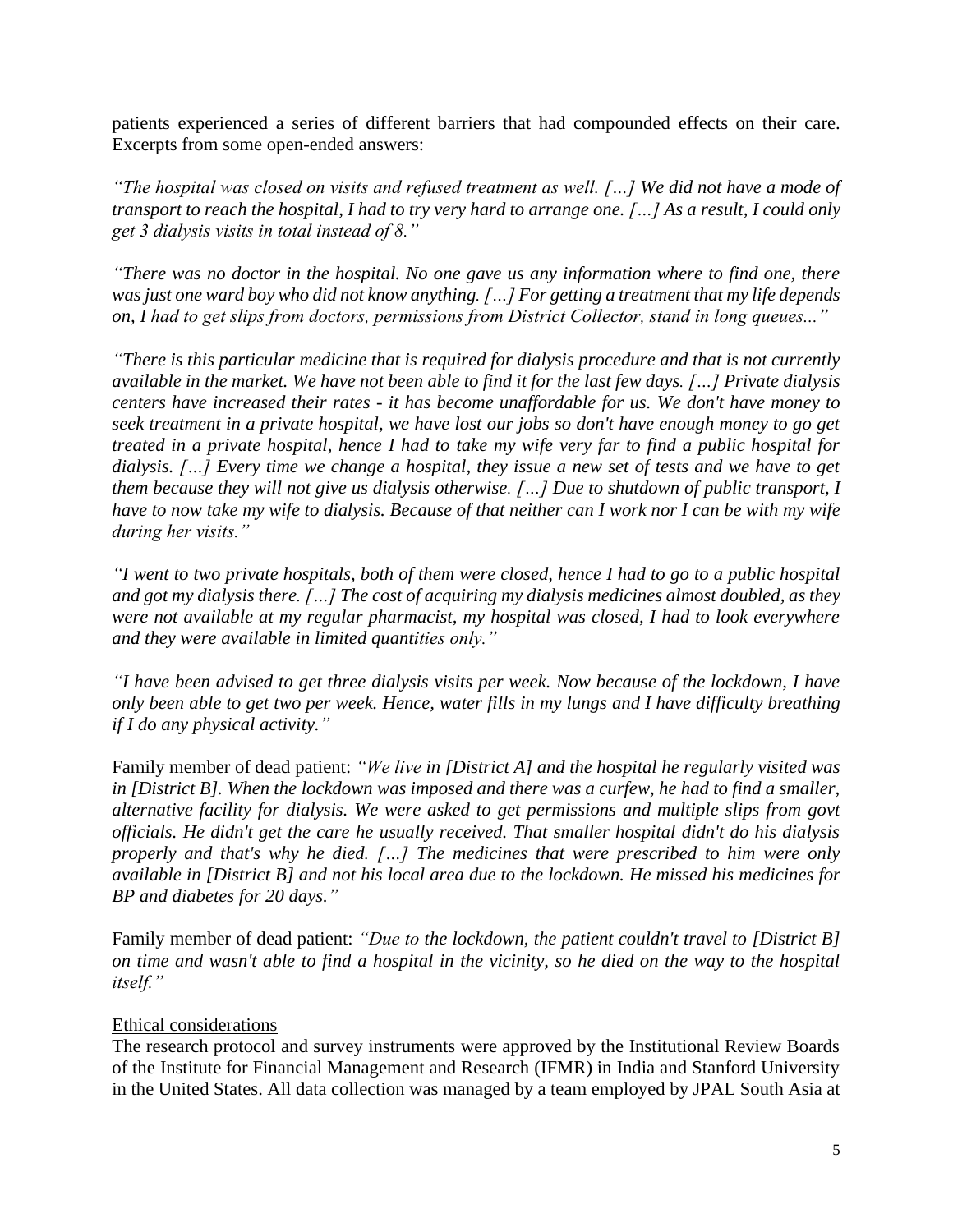patients experienced a series of different barriers that had compounded effects on their care. Excerpts from some open-ended answers:

*"The hospital was closed on visits and refused treatment as well. […] We did not have a mode of transport to reach the hospital, I had to try very hard to arrange one. […] As a result, I could only get 3 dialysis visits in total instead of 8."*

*"There was no doctor in the hospital. No one gave us any information where to find one, there was just one ward boy who did not know anything. […] For getting a treatment that my life depends on, I had to get slips from doctors, permissions from District Collector, stand in long queues..."*

*"There is this particular medicine that is required for dialysis procedure and that is not currently available in the market. We have not been able to find it for the last few days. […] Private dialysis centers have increased their rates - it has become unaffordable for us. We don't have money to seek treatment in a private hospital, we have lost our jobs so don't have enough money to go get treated in a private hospital, hence I had to take my wife very far to find a public hospital for dialysis. […] Every time we change a hospital, they issue a new set of tests and we have to get them because they will not give us dialysis otherwise. […] Due to shutdown of public transport, I have to now take my wife to dialysis. Because of that neither can I work nor I can be with my wife during her visits."*

*"I went to two private hospitals, both of them were closed, hence I had to go to a public hospital and got my dialysis there. […] The cost of acquiring my dialysis medicines almost doubled, as they were not available at my regular pharmacist, my hospital was closed, I had to look everywhere and they were available in limited quantities only."*

*"I have been advised to get three dialysis visits per week. Now because of the lockdown, I have only been able to get two per week. Hence, water fills in my lungs and I have difficulty breathing if I do any physical activity."*

Family member of dead patient: *"We live in [District A] and the hospital he regularly visited was in [District B]. When the lockdown was imposed and there was a curfew, he had to find a smaller, alternative facility for dialysis. We were asked to get permissions and multiple slips from govt officials. He didn't get the care he usually received. That smaller hospital didn't do his dialysis properly and that's why he died. […] The medicines that were prescribed to him were only available in [District B] and not his local area due to the lockdown. He missed his medicines for BP and diabetes for 20 days."*

Family member of dead patient: *"Due to the lockdown, the patient couldn't travel to [District B] on time and wasn't able to find a hospital in the vicinity, so he died on the way to the hospital itself."*

Ethical considerations

The research protocol and survey instruments were approved by the Institutional Review Boards of the Institute for Financial Management and Research (IFMR) in India and Stanford University in the United States. All data collection was managed by a team employed by JPAL South Asia at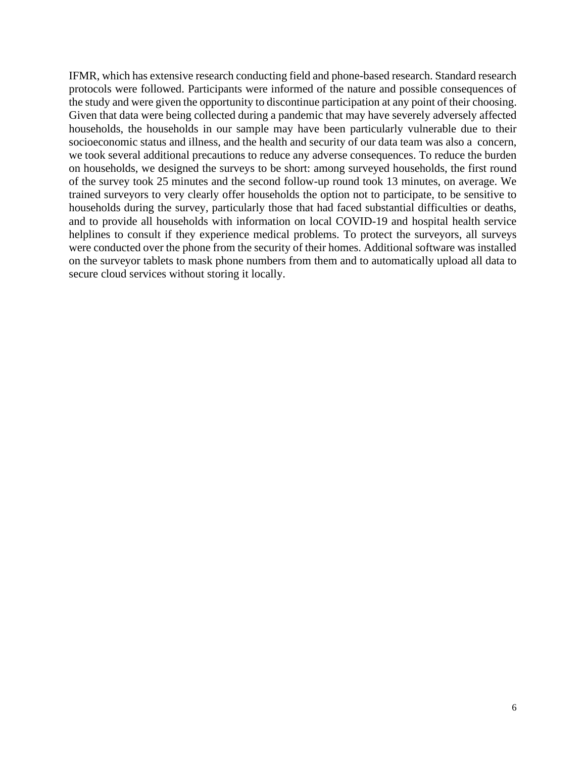IFMR, which has extensive research conducting field and phone-based research. Standard research protocols were followed. Participants were informed of the nature and possible consequences of the study and were given the opportunity to discontinue participation at any point of their choosing. Given that data were being collected during a pandemic that may have severely adversely affected households, the households in our sample may have been particularly vulnerable due to their socioeconomic status and illness, and the health and security of our data team was also a concern, we took several additional precautions to reduce any adverse consequences. To reduce the burden on households, we designed the surveys to be short: among surveyed households, the first round of the survey took 25 minutes and the second follow-up round took 13 minutes, on average. We trained surveyors to very clearly offer households the option not to participate, to be sensitive to households during the survey, particularly those that had faced substantial difficulties or deaths, and to provide all households with information on local COVID-19 and hospital health service helplines to consult if they experience medical problems. To protect the surveyors, all surveys were conducted over the phone from the security of their homes. Additional software was installed on the surveyor tablets to mask phone numbers from them and to automatically upload all data to secure cloud services without storing it locally.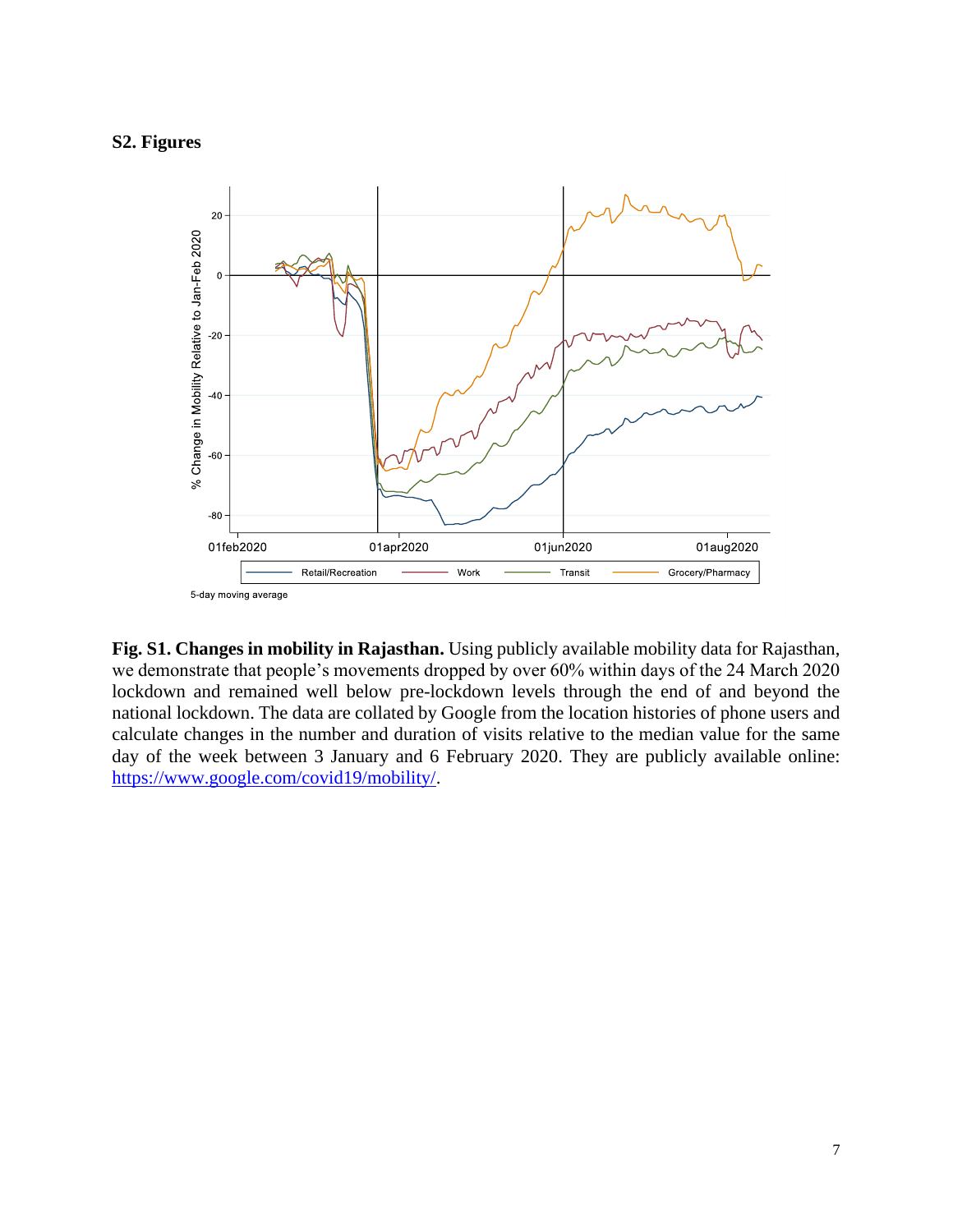## S2. Figures

**Fig. S1. Changes in mobility in Rajasthan.** Using publicly available mobility data for Rajasthan, we demonstrate that people's movements dropped by over 60% within days of the 24 March 2020 lockdown and remained well below pre-lockdown levels through the end of and beyond the national lockdown. The data are collated by Google from the location histories of phone users and calculate changes in the number and duration of visits relative to the median value for the same day of the week between 3 January and 6 February 2020. They are publicly available online: https://www.google.com/covid19/mobility/.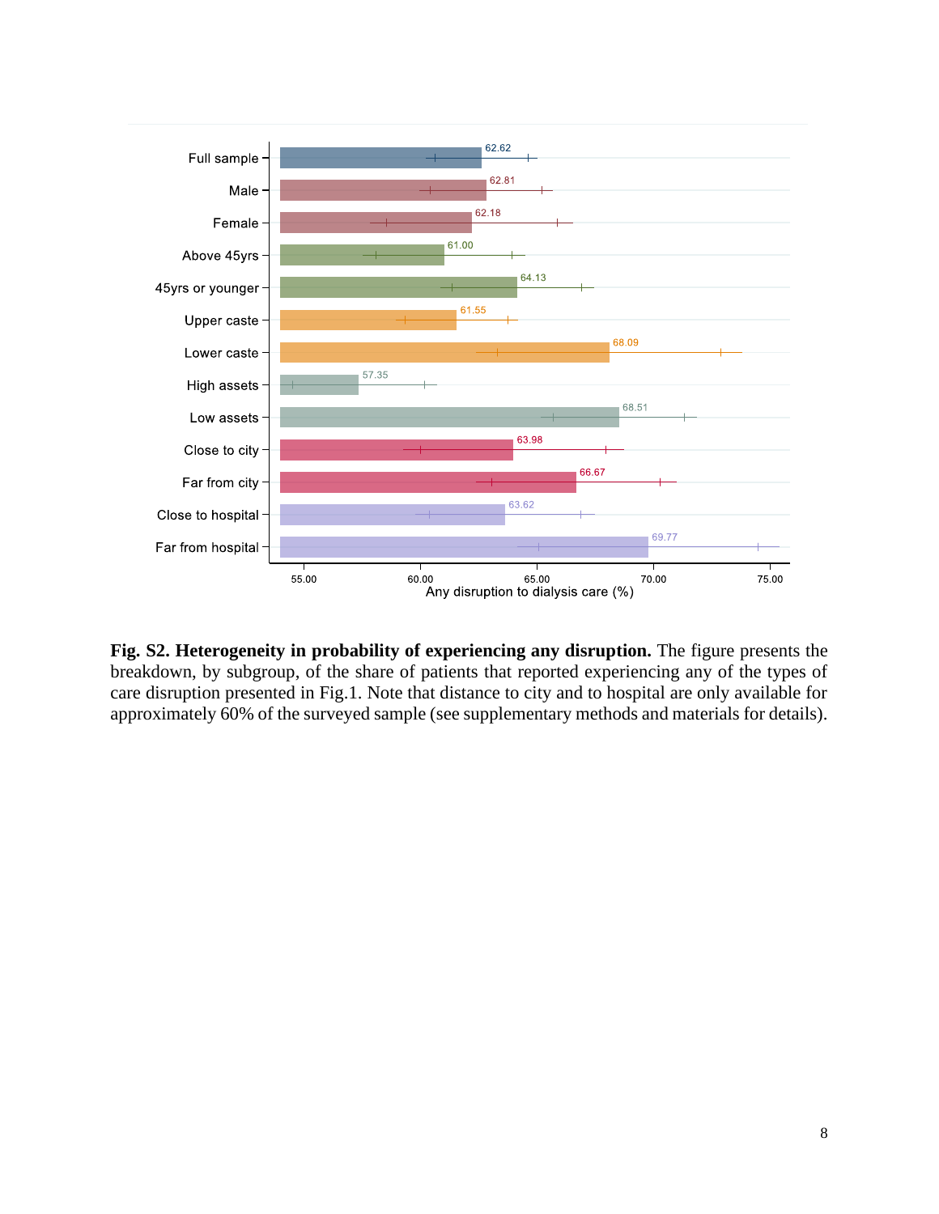**Fig. S2. Heterogeneity in probability of experiencing any disruption.** The figure presents the breakdown, by subgroup, of the share of patients that reported experiencing any of the types of care disruption presented in Fig.1. Note that distance to city and to hospital are only available for approximately 60% of the surveyed sample (see supplementary methods and materials for details).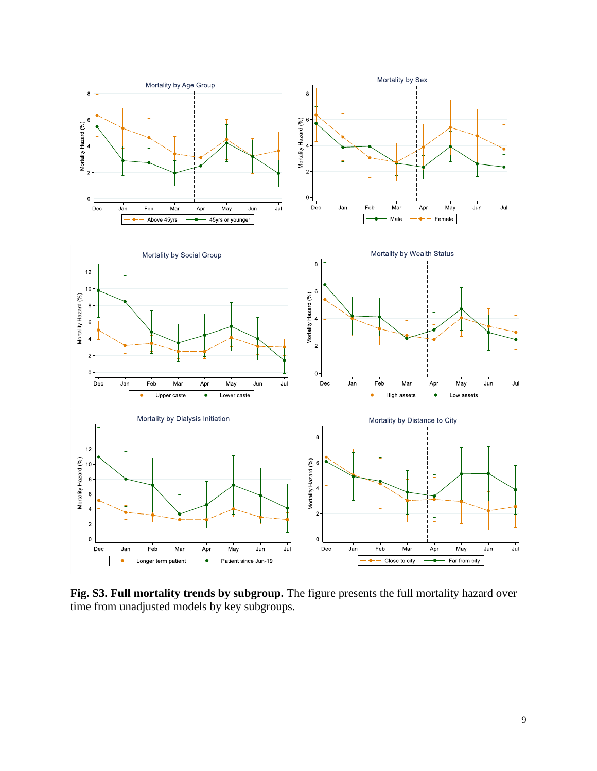**Fig. S3. Full mortality trends by subgroup.** The figure presents the full mortality hazard over time from unadjusted models by key subgroups.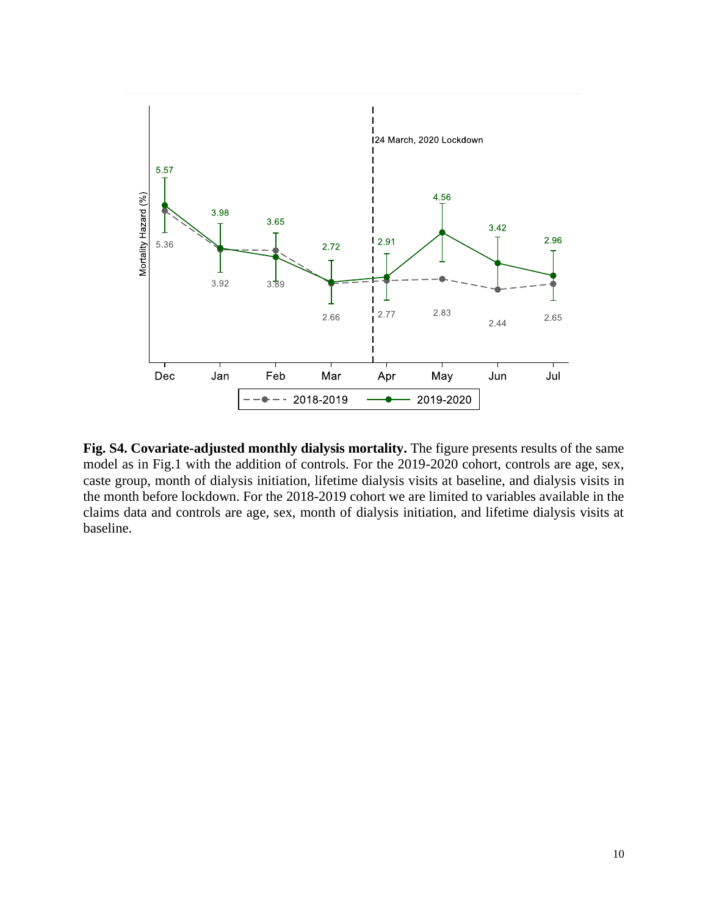**Fig. S4. Covariate-adjusted monthly dialysis mortality.** The figure presents results of the same model as in Fig.1 with the addition of controls. For the 2019-2020 cohort, controls are age, sex, caste group, month of dialysis initiation, lifetime dialysis visits at baseline, and dialysis visits in the month before lockdown. For the 2018-2019 cohort we are limited to variables available in the claims data and controls are age, sex, month of dialysis initiation, and lifetime dialysis visits at baseline.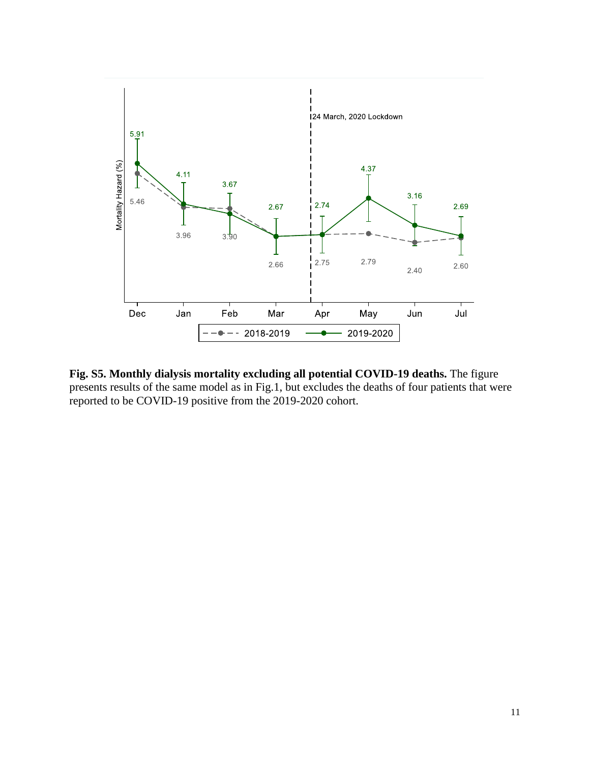**Fig. S5. Monthly dialysis mortality excluding all potential COVID-19 deaths.** The figure presents results of the same model as in Fig.1, but excludes the deaths of four patients that were reported to be COVID-19 positive from the 2019-2020 cohort.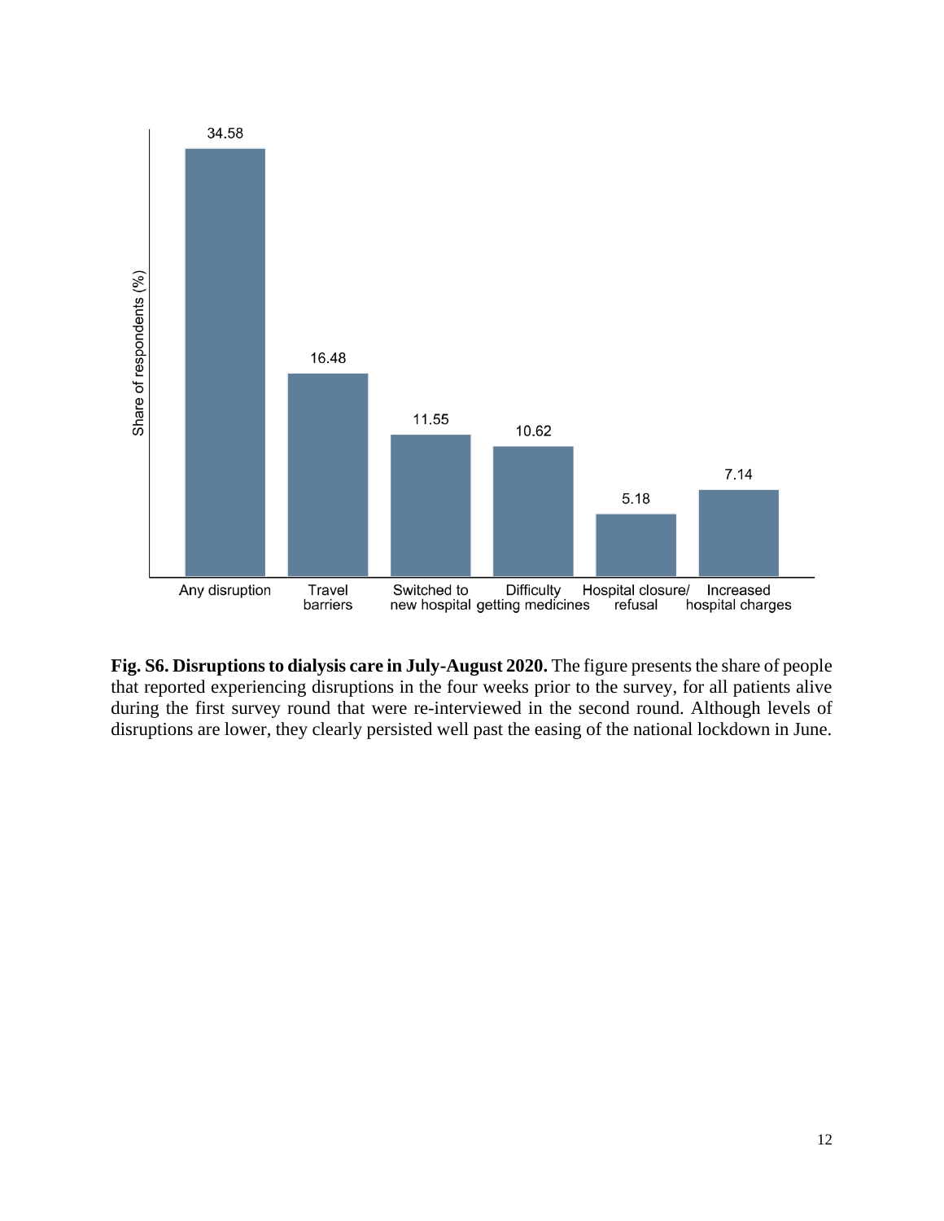**Fig. S6. Disruptions to dialysis care in July-August 2020.** The figure presents the share of people that reported experiencing disruptions in the four weeks prior to the survey, for all patients alive during the first survey round that were re-interviewed in the second round. Although levels of disruptions are lower, they clearly persisted well past the easing of the national lockdown in June.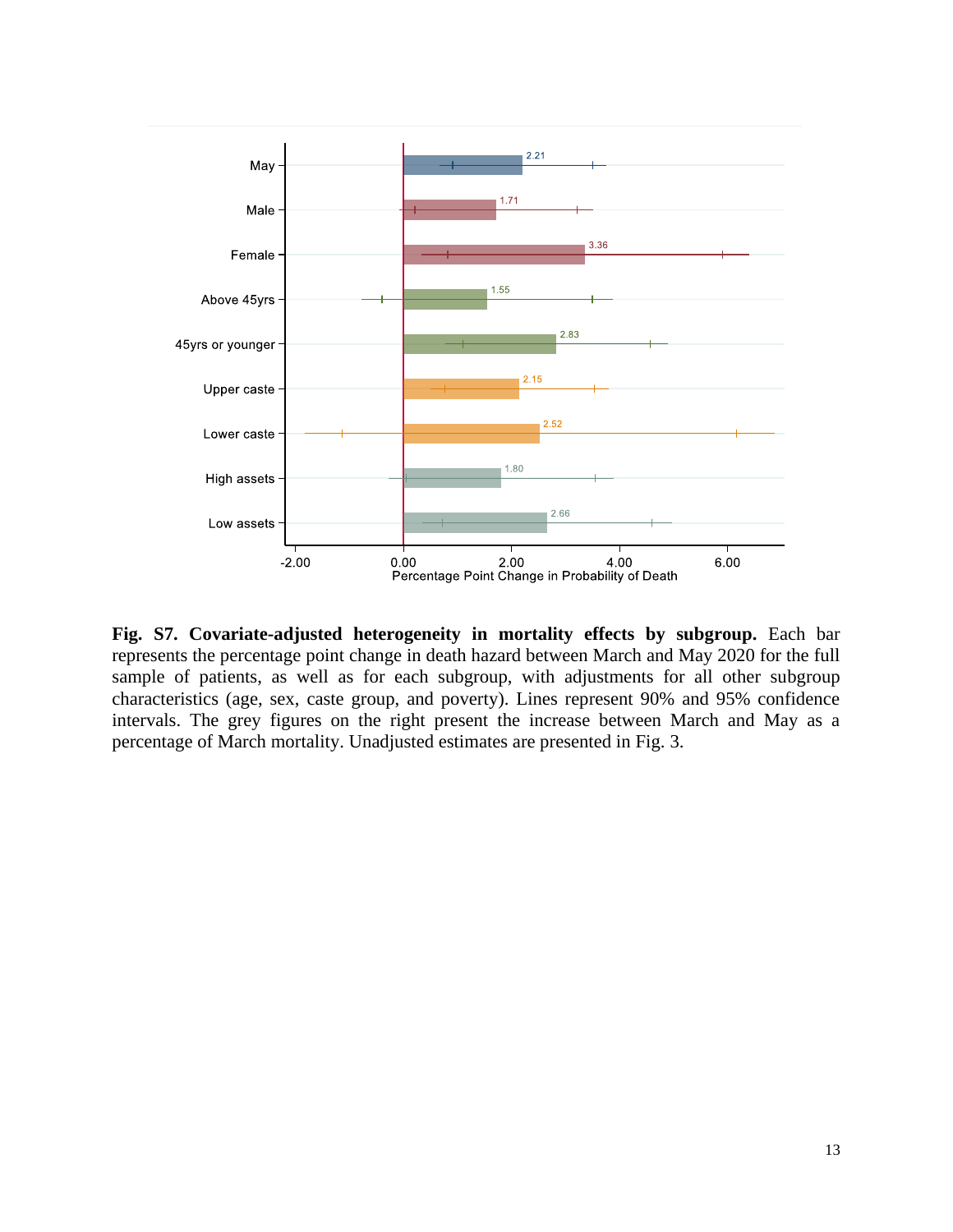**Fig. S7. Covariate-adjusted heterogeneity in mortality effects by subgroup.** Each bar represents the percentage point change in death hazard between March and May 2020 for the full sample of patients, as well as for each subgroup, with adjustments for all other subgroup characteristics (age, sex, caste group, and poverty). Lines represent 90% and 95% confidence intervals. The grey figures on the right present the increase between March and May as a percentage of March mortality. Unadjusted estimates are presented in Fig. 3.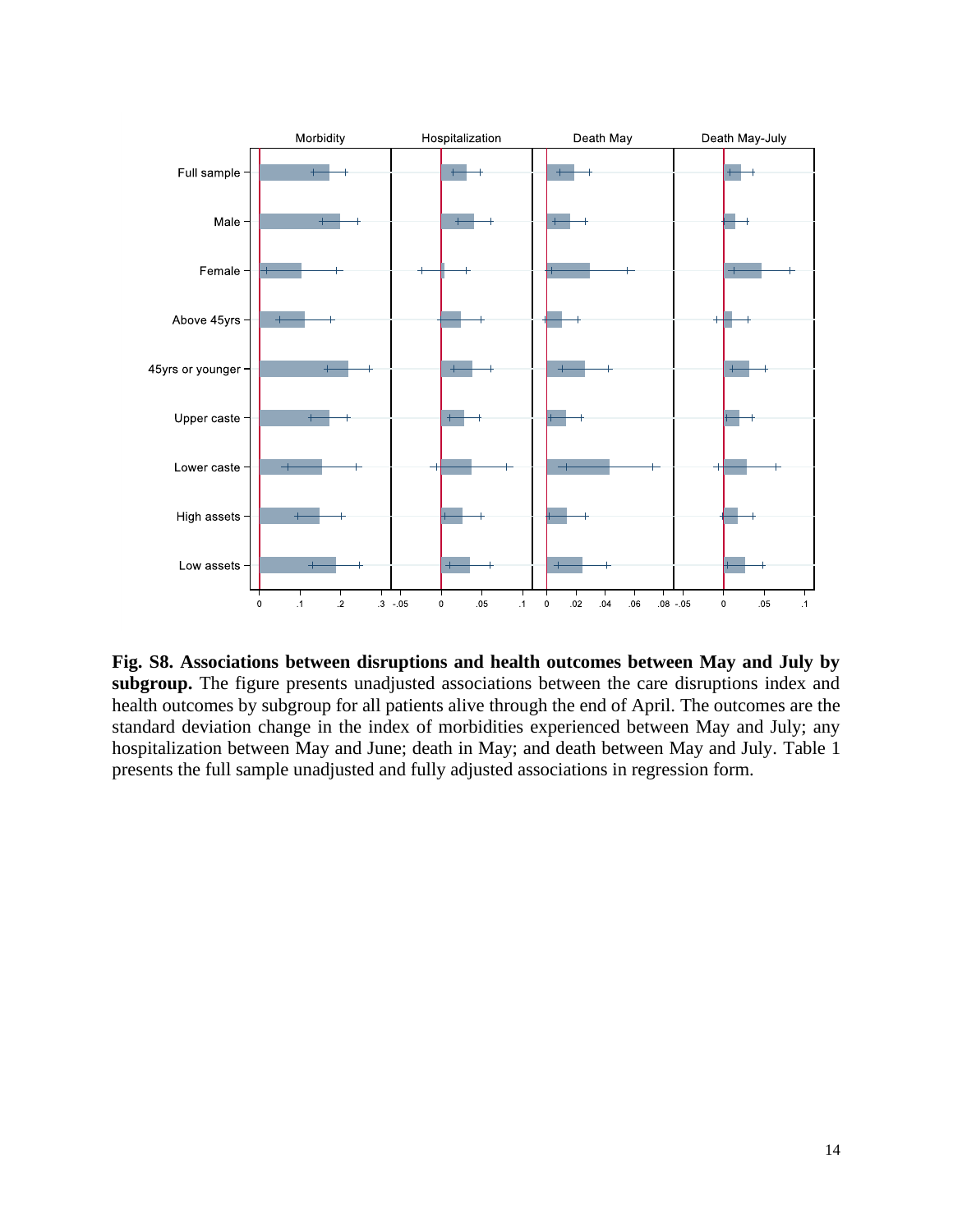**Fig. S8. Associations between disruptions and health outcomes between May and July by subgroup.** The figure presents unadjusted associations between the care disruptions index and health outcomes by subgroup for all patients alive through the end of April. The outcomes are the standard deviation change in the index of morbidities experienced between May and July; any hospitalization between May and June; death in May; and death between May and July. Table 1 presents the full sample unadjusted and fully adjusted associations in regression form.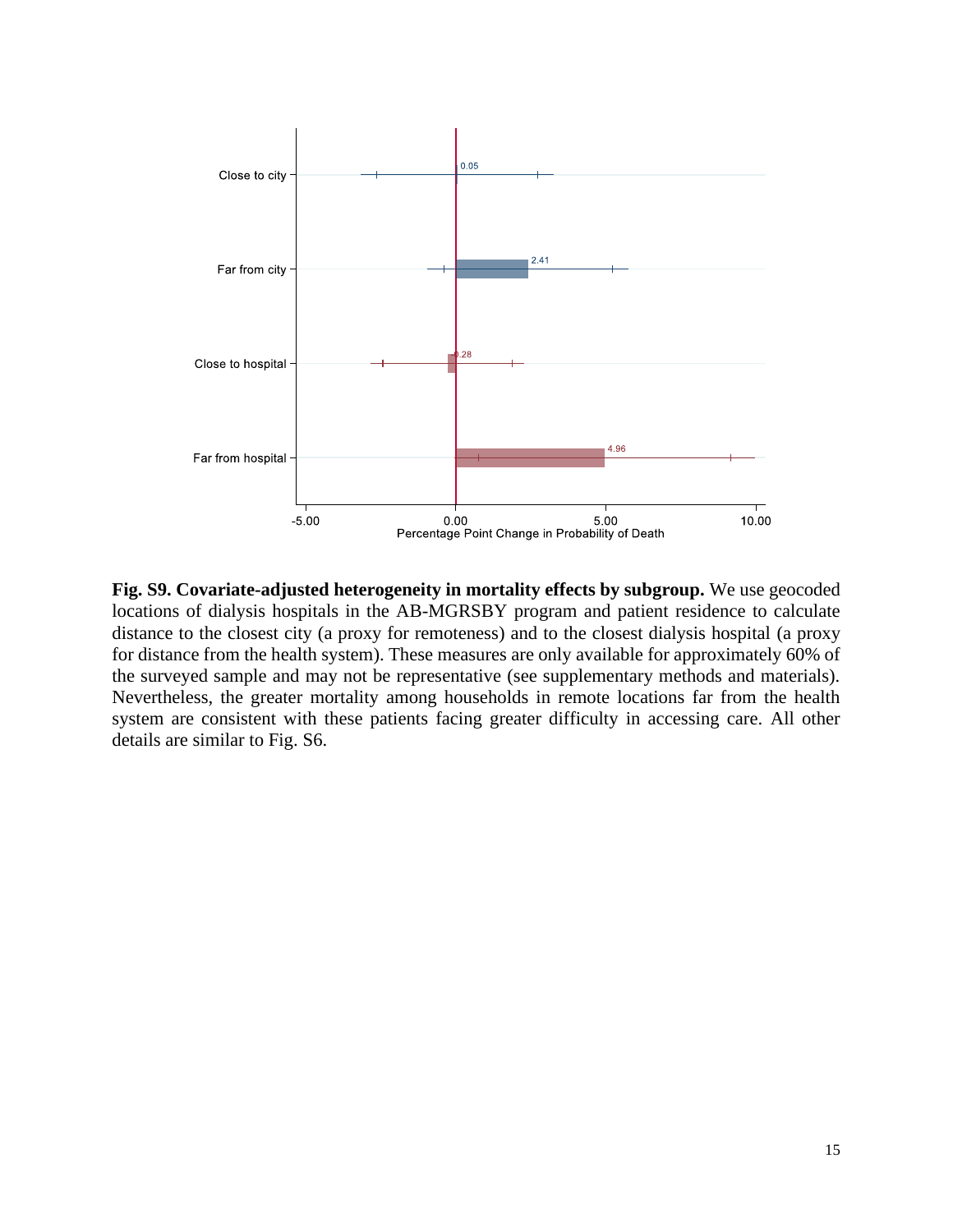**Fig. S9. Covariate-adjusted heterogeneity in mortality effects by subgroup.** We use geocoded locations of dialysis hospitals in the AB-MGRSBY program and patient residence to calculate distance to the closest city (a proxy for remoteness) and to the closest dialysis hospital (a proxy for distance from the health system). These measures are only available for approximately 60% of the surveyed sample and may not be representative (see supplementary methods and materials). Nevertheless, the greater mortality among households in remote locations far from the health system are consistent with these patients facing greater difficulty in accessing care. All other details are similar to Fig. S6.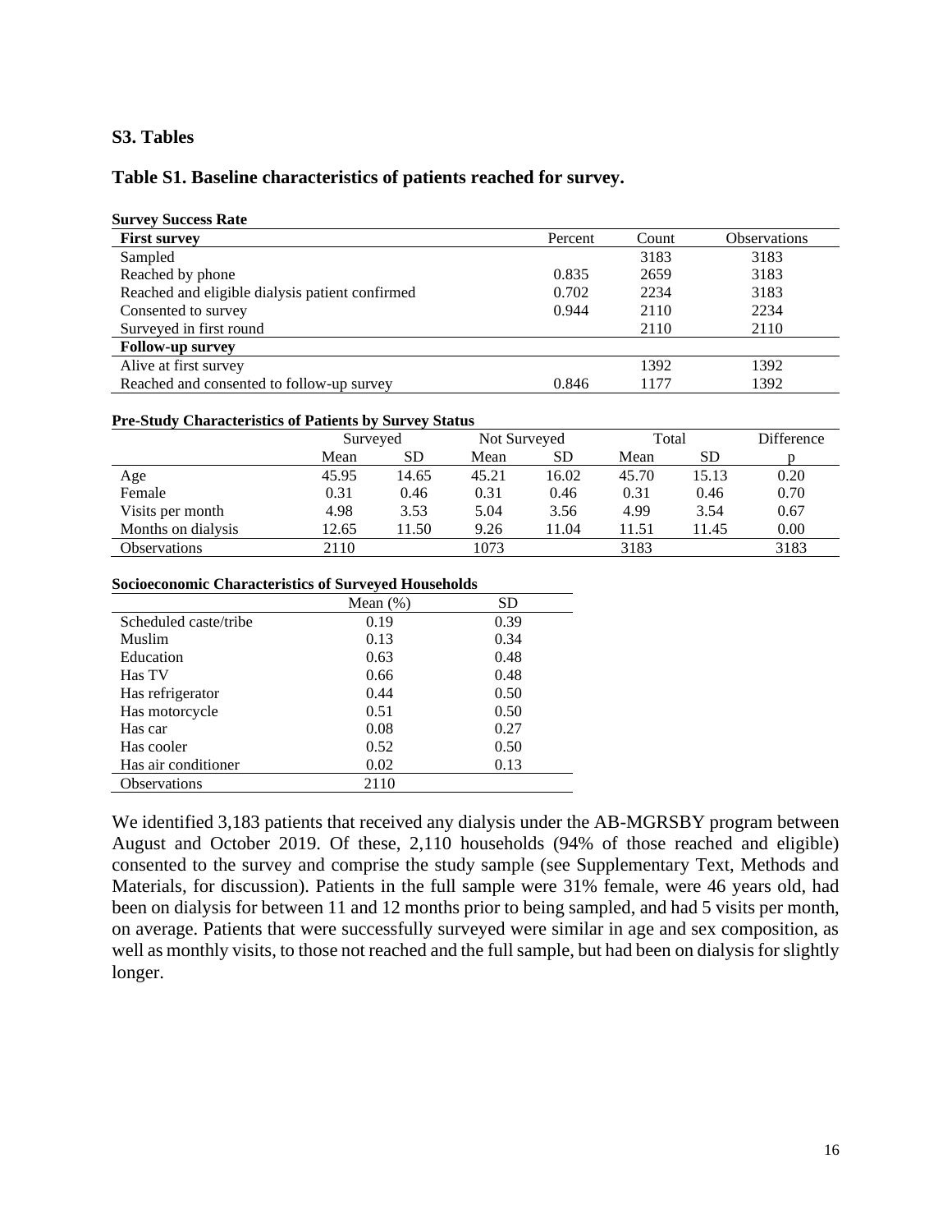## S3. Tables

### Table S1. Baseline characteristics of patients reached for survey.

**Survey Success Rate**

| **First survey** | Percent | Count | Observations |
|---|---|---|---|
| Sampled | | 3183 | 3183 |
| Reached by phone | 0.835 | 2659 | 3183 |
| Reached and eligible dialysis patient confirmed | 0.702 | 2234 | 3183 |
| Consented to survey | 0.944 | 2110 | 2234 |
| Surveyed in first round | | 2110 | 2110 |
| **Follow-up survey** | | | |
| Alive at first survey | | 1392 | 1392 |
| Reached and consented to follow-up survey | 0.846 | 1177 | 1392 |

**Pre-Study Characteristics of Patients by Survey Status**

| | Surveyed | | Not Surveyed | | Total | | Difference |
|---|---|---|---|---|---|---|---|
| | Mean | SD | Mean | SD | Mean | SD | p |
| Age | 45.95 | 14.65 | 45.21 | 16.02 | 45.70 | 15.13 | 0.20 |
| Female | 0.31 | 0.46 | 0.31 | 0.46 | 0.31 | 0.46 | 0.70 |
| Visits per month | 4.98 | 3.53 | 5.04 | 3.56 | 4.99 | 3.54 | 0.67 |
| Months on dialysis | 12.65 | 11.50 | 9.26 | 11.04 | 11.51 | 11.45 | 0.00 |
| Observations | 2110 | | 1073 | | 3183 | | 3183 |

**Socioeconomic Characteristics of Surveyed Households**

| | Mean (%) | SD |
|---|---|---|
| Scheduled caste/tribe | 0.19 | 0.39 |
| Muslim | 0.13 | 0.34 |
| Education | 0.63 | 0.48 |
| Has TV | 0.66 | 0.48 |
| Has refrigerator | 0.44 | 0.50 |
| Has motorcycle | 0.51 | 0.50 |
| Has car | 0.08 | 0.27 |
| Has cooler | 0.52 | 0.50 |
| Has air conditioner | 0.02 | 0.13 |
| Observations | 2110 | |

We identified 3,183 patients that received any dialysis under the AB-MGRSBY program between August and October 2019. Of these, 2,110 households (94% of those reached and eligible) consented to the survey and comprise the study sample (see Supplementary Text, Methods and Materials, for discussion). Patients in the full sample were 31% female, were 46 years old, had been on dialysis for between 11 and 12 months prior to being sampled, and had 5 visits per month, on average. Patients that were successfully surveyed were similar in age and sex composition, as well as monthly visits, to those not reached and the full sample, but had been on dialysis for slightly longer.